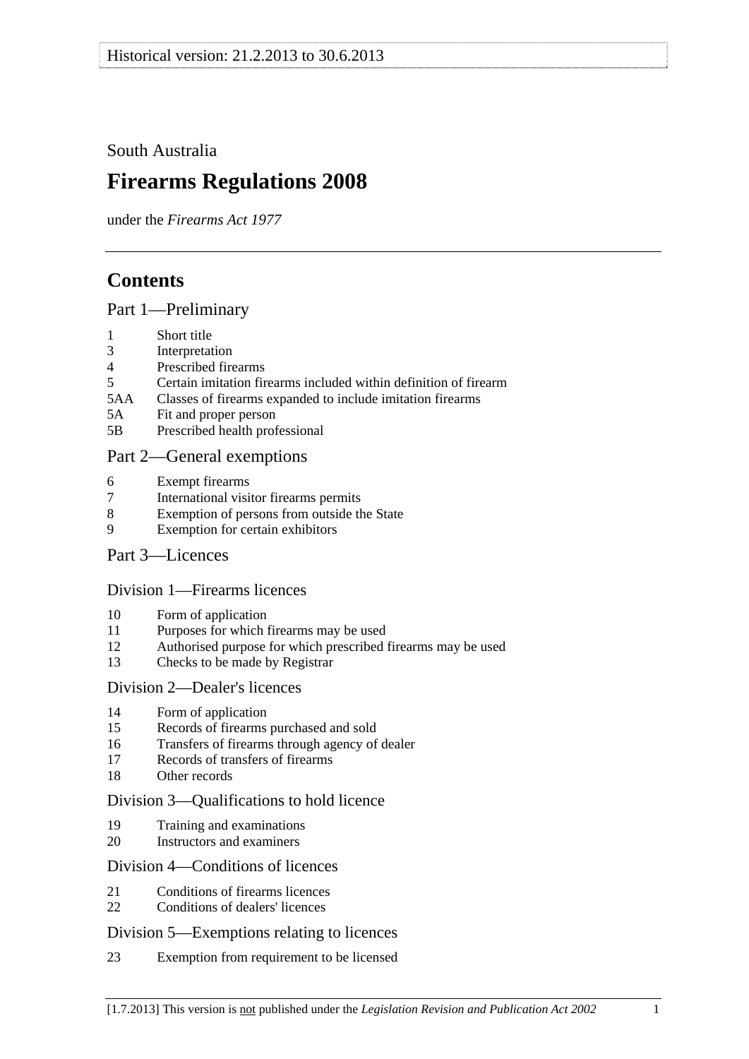Historical version: 21.2.2013 to 30.6.2013

South Australia

# Firearms Regulations 2008

under the *Firearms Act 1977*

## Contents

### Part 1—Preliminary

1 Short title
3 Interpretation
4 Prescribed firearms
5 Certain imitation firearms included within definition of firearm
5AA Classes of firearms expanded to include imitation firearms
5A Fit and proper person
5B Prescribed health professional

### Part 2—General exemptions

6 Exempt firearms
7 International visitor firearms permits
8 Exemption of persons from outside the State
9 Exemption for certain exhibitors

### Part 3—Licences

#### Division 1—Firearms licences

10 Form of application
11 Purposes for which firearms may be used
12 Authorised purpose for which prescribed firearms may be used
13 Checks to be made by Registrar

#### Division 2—Dealer's licences

14 Form of application
15 Records of firearms purchased and sold
16 Transfers of firearms through agency of dealer
17 Records of transfers of firearms
18 Other records

#### Division 3—Qualifications to hold licence

19 Training and examinations
20 Instructors and examiners

#### Division 4—Conditions of licences

21 Conditions of firearms licences
22 Conditions of dealers' licences

#### Division 5—Exemptions relating to licences

23 Exemption from requirement to be licensed

[1.7.2013] This version is not published under the *Legislation Revision and Publication Act 2002*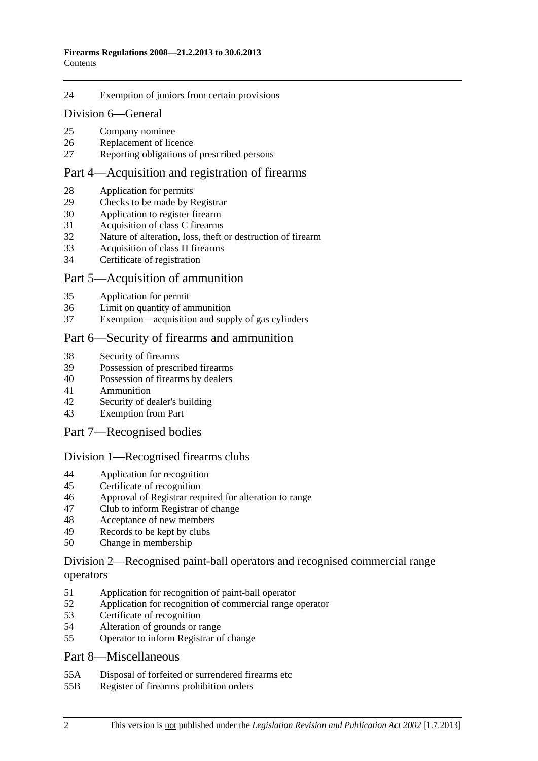24 Exemption of juniors from certain provisions

## Division 6—General

25 Company nominee
26 Replacement of licence
27 Reporting obligations of prescribed persons

## Part 4—Acquisition and registration of firearms

28 Application for permits
29 Checks to be made by Registrar
30 Application to register firearm
31 Acquisition of class C firearms
32 Nature of alteration, loss, theft or destruction of firearm
33 Acquisition of class H firearms
34 Certificate of registration

## Part 5—Acquisition of ammunition

35 Application for permit
36 Limit on quantity of ammunition
37 Exemption—acquisition and supply of gas cylinders

## Part 6—Security of firearms and ammunition

38 Security of firearms
39 Possession of prescribed firearms
40 Possession of firearms by dealers
41 Ammunition
42 Security of dealer's building
43 Exemption from Part

## Part 7—Recognised bodies

## Division 1—Recognised firearms clubs

44 Application for recognition
45 Certificate of recognition
46 Approval of Registrar required for alteration to range
47 Club to inform Registrar of change
48 Acceptance of new members
49 Records to be kept by clubs
50 Change in membership

## Division 2—Recognised paint-ball operators and recognised commercial range operators

51 Application for recognition of paint-ball operator
52 Application for recognition of commercial range operator
53 Certificate of recognition
54 Alteration of grounds or range
55 Operator to inform Registrar of change

## Part 8—Miscellaneous

55A Disposal of forfeited or surrendered firearms etc
55B Register of firearms prohibition orders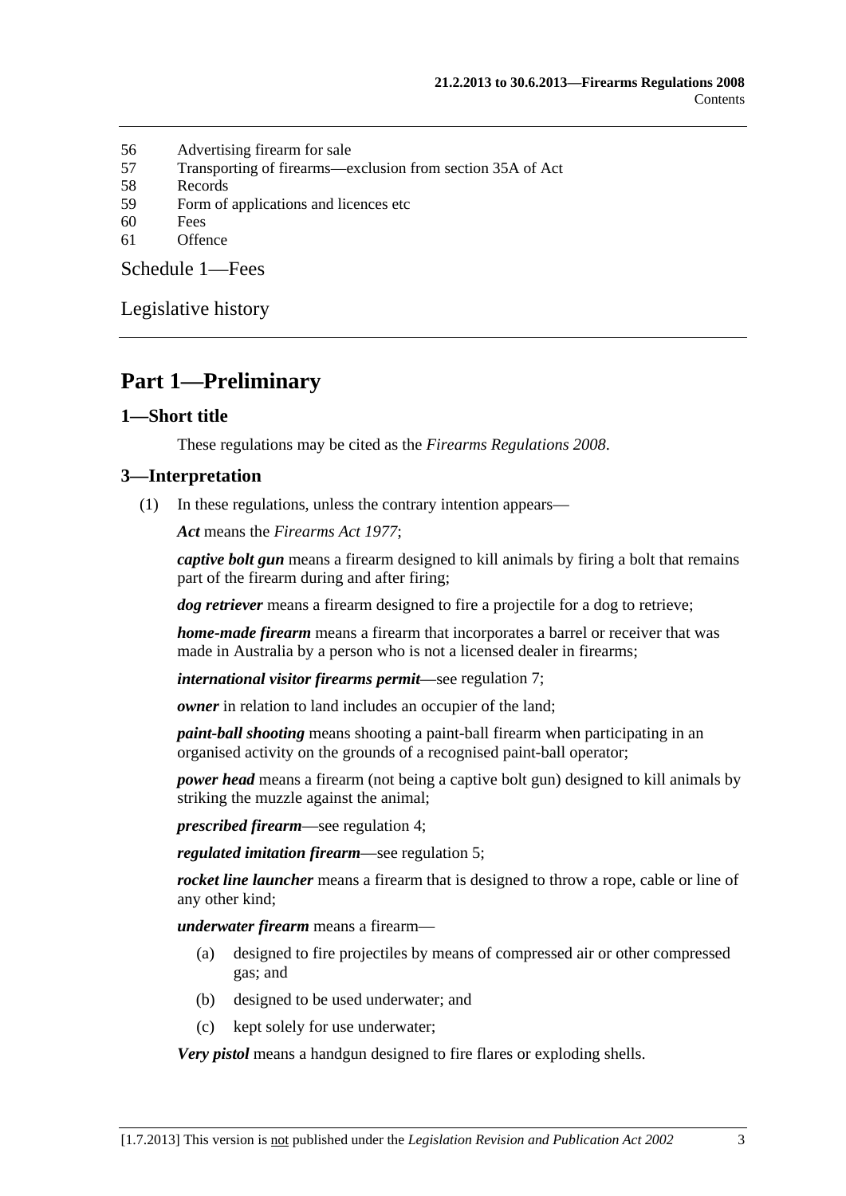56 Advertising firearm for sale
57 Transporting of firearms—exclusion from section 35A of Act
58 Records
59 Form of applications and licences etc
60 Fees
61 Offence

Schedule 1—Fees

Legislative history

# Part 1—Preliminary

## 1—Short title

These regulations may be cited as the *Firearms Regulations 2008*.

## 3—Interpretation

(1) In these regulations, unless the contrary intention appears—

***Act*** means the *Firearms Act 1977*;

***captive bolt gun*** means a firearm designed to kill animals by firing a bolt that remains part of the firearm during and after firing;

***dog retriever*** means a firearm designed to fire a projectile for a dog to retrieve;

***home-made firearm*** means a firearm that incorporates a barrel or receiver that was made in Australia by a person who is not a licensed dealer in firearms;

***international visitor firearms permit***—see regulation 7;

***owner*** in relation to land includes an occupier of the land;

***paint-ball shooting*** means shooting a paint-ball firearm when participating in an organised activity on the grounds of a recognised paint-ball operator;

***power head*** means a firearm (not being a captive bolt gun) designed to kill animals by striking the muzzle against the animal;

***prescribed firearm***—see regulation 4;

***regulated imitation firearm***—see regulation 5;

***rocket line launcher*** means a firearm that is designed to throw a rope, cable or line of any other kind;

***underwater firearm*** means a firearm—

(a) designed to fire projectiles by means of compressed air or other compressed gas; and

(b) designed to be used underwater; and

(c) kept solely for use underwater;

***Very pistol*** means a handgun designed to fire flares or exploding shells.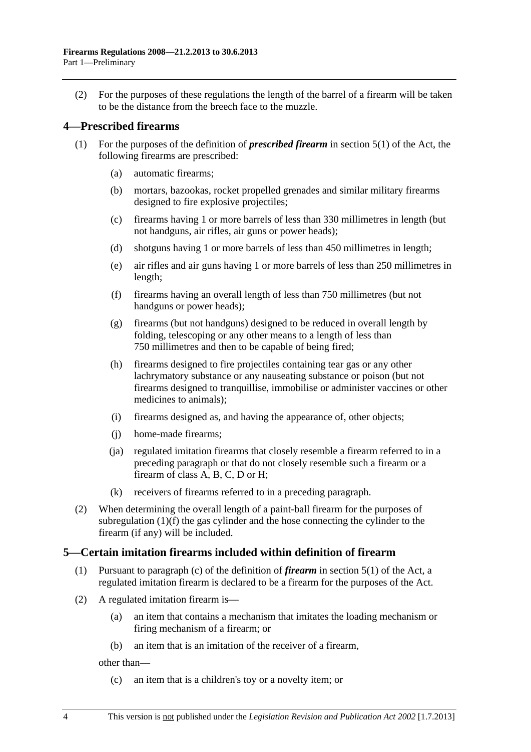(2) For the purposes of these regulations the length of the barrel of a firearm will be taken to be the distance from the breech face to the muzzle.

## 4—Prescribed firearms

(1) For the purposes of the definition of ***prescribed firearm*** in section 5(1) of the Act, the following firearms are prescribed:

(a) automatic firearms;

(b) mortars, bazookas, rocket propelled grenades and similar military firearms designed to fire explosive projectiles;

(c) firearms having 1 or more barrels of less than 330 millimetres in length (but not handguns, air rifles, air guns or power heads);

(d) shotguns having 1 or more barrels of less than 450 millimetres in length;

(e) air rifles and air guns having 1 or more barrels of less than 250 millimetres in length;

(f) firearms having an overall length of less than 750 millimetres (but not handguns or power heads);

(g) firearms (but not handguns) designed to be reduced in overall length by folding, telescoping or any other means to a length of less than 750 millimetres and then to be capable of being fired;

(h) firearms designed to fire projectiles containing tear gas or any other lachrymatory substance or any nauseating substance or poison (but not firearms designed to tranquillise, immobilise or administer vaccines or other medicines to animals);

(i) firearms designed as, and having the appearance of, other objects;

(j) home-made firearms;

(ja) regulated imitation firearms that closely resemble a firearm referred to in a preceding paragraph or that do not closely resemble such a firearm or a firearm of class A, B, C, D or H;

(k) receivers of firearms referred to in a preceding paragraph.

(2) When determining the overall length of a paint-ball firearm for the purposes of subregulation (1)(f) the gas cylinder and the hose connecting the cylinder to the firearm (if any) will be included.

## 5—Certain imitation firearms included within definition of firearm

(1) Pursuant to paragraph (c) of the definition of ***firearm*** in section 5(1) of the Act, a regulated imitation firearm is declared to be a firearm for the purposes of the Act.

(2) A regulated imitation firearm is—

(a) an item that contains a mechanism that imitates the loading mechanism or firing mechanism of a firearm; or

(b) an item that is an imitation of the receiver of a firearm,

other than—

(c) an item that is a children's toy or a novelty item; or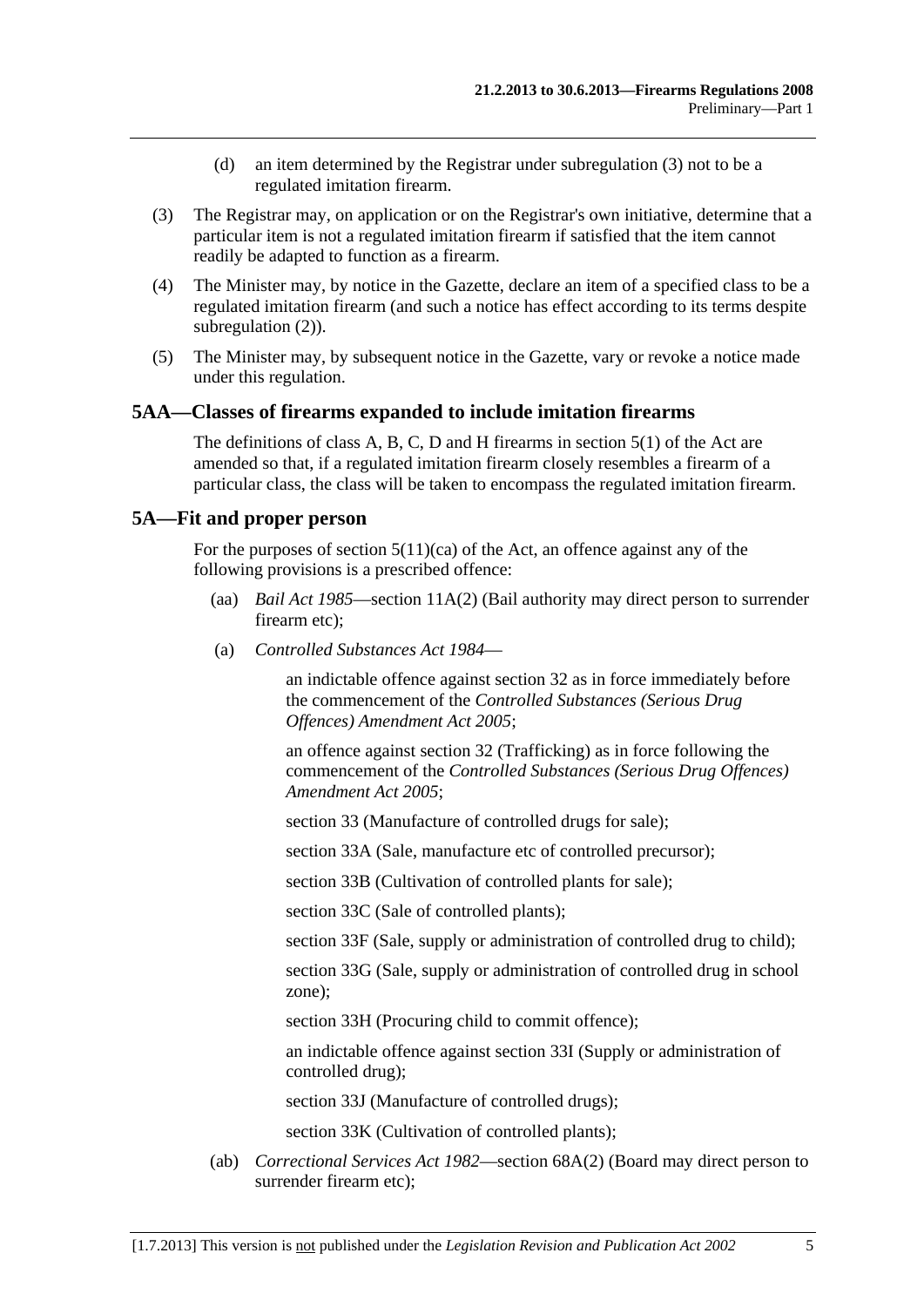(d) an item determined by the Registrar under subregulation (3) not to be a regulated imitation firearm.

(3) The Registrar may, on application or on the Registrar's own initiative, determine that a particular item is not a regulated imitation firearm if satisfied that the item cannot readily be adapted to function as a firearm.

(4) The Minister may, by notice in the Gazette, declare an item of a specified class to be a regulated imitation firearm (and such a notice has effect according to its terms despite subregulation (2)).

(5) The Minister may, by subsequent notice in the Gazette, vary or revoke a notice made under this regulation.

## 5AA—Classes of firearms expanded to include imitation firearms

The definitions of class A, B, C, D and H firearms in section 5(1) of the Act are amended so that, if a regulated imitation firearm closely resembles a firearm of a particular class, the class will be taken to encompass the regulated imitation firearm.

## 5A—Fit and proper person

For the purposes of section 5(11)(ca) of the Act, an offence against any of the following provisions is a prescribed offence:

(aa) *Bail Act 1985*—section 11A(2) (Bail authority may direct person to surrender firearm etc);

(a) *Controlled Substances Act 1984*—

an indictable offence against section 32 as in force immediately before the commencement of the *Controlled Substances (Serious Drug Offences) Amendment Act 2005*;

an offence against section 32 (Trafficking) as in force following the commencement of the *Controlled Substances (Serious Drug Offences) Amendment Act 2005*;

section 33 (Manufacture of controlled drugs for sale);

section 33A (Sale, manufacture etc of controlled precursor);

section 33B (Cultivation of controlled plants for sale);

section 33C (Sale of controlled plants);

section 33F (Sale, supply or administration of controlled drug to child);

section 33G (Sale, supply or administration of controlled drug in school zone);

section 33H (Procuring child to commit offence);

an indictable offence against section 33I (Supply or administration of controlled drug);

section 33J (Manufacture of controlled drugs);

section 33K (Cultivation of controlled plants);

(ab) *Correctional Services Act 1982*—section 68A(2) (Board may direct person to surrender firearm etc);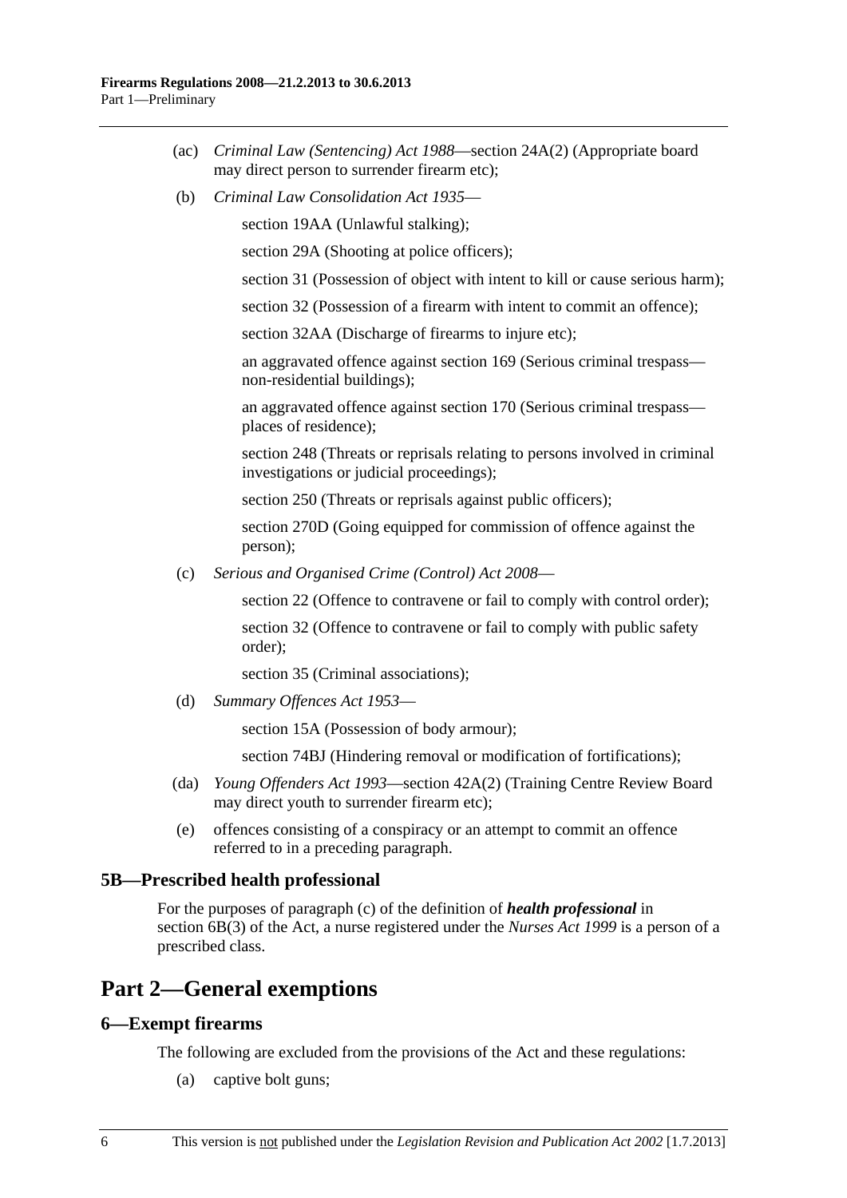(ac) *Criminal Law (Sentencing) Act 1988*—section 24A(2) (Appropriate board may direct person to surrender firearm etc);

(b) *Criminal Law Consolidation Act 1935*—

section 19AA (Unlawful stalking);

section 29A (Shooting at police officers);

section 31 (Possession of object with intent to kill or cause serious harm);

section 32 (Possession of a firearm with intent to commit an offence);

section 32AA (Discharge of firearms to injure etc);

an aggravated offence against section 169 (Serious criminal trespass—non-residential buildings);

an aggravated offence against section 170 (Serious criminal trespass—places of residence);

section 248 (Threats or reprisals relating to persons involved in criminal investigations or judicial proceedings);

section 250 (Threats or reprisals against public officers);

section 270D (Going equipped for commission of offence against the person);

(c) *Serious and Organised Crime (Control) Act 2008*—

section 22 (Offence to contravene or fail to comply with control order);

section 32 (Offence to contravene or fail to comply with public safety order);

section 35 (Criminal associations);

(d) *Summary Offences Act 1953*—

section 15A (Possession of body armour);

section 74BJ (Hindering removal or modification of fortifications);

(da) *Young Offenders Act 1993*—section 42A(2) (Training Centre Review Board may direct youth to surrender firearm etc);

(e) offences consisting of a conspiracy or an attempt to commit an offence referred to in a preceding paragraph.

### 5B—Prescribed health professional

For the purposes of paragraph (c) of the definition of ***health professional*** in section 6B(3) of the Act, a nurse registered under the *Nurses Act 1999* is a person of a prescribed class.

## Part 2—General exemptions

### 6—Exempt firearms

The following are excluded from the provisions of the Act and these regulations:

(a) captive bolt guns;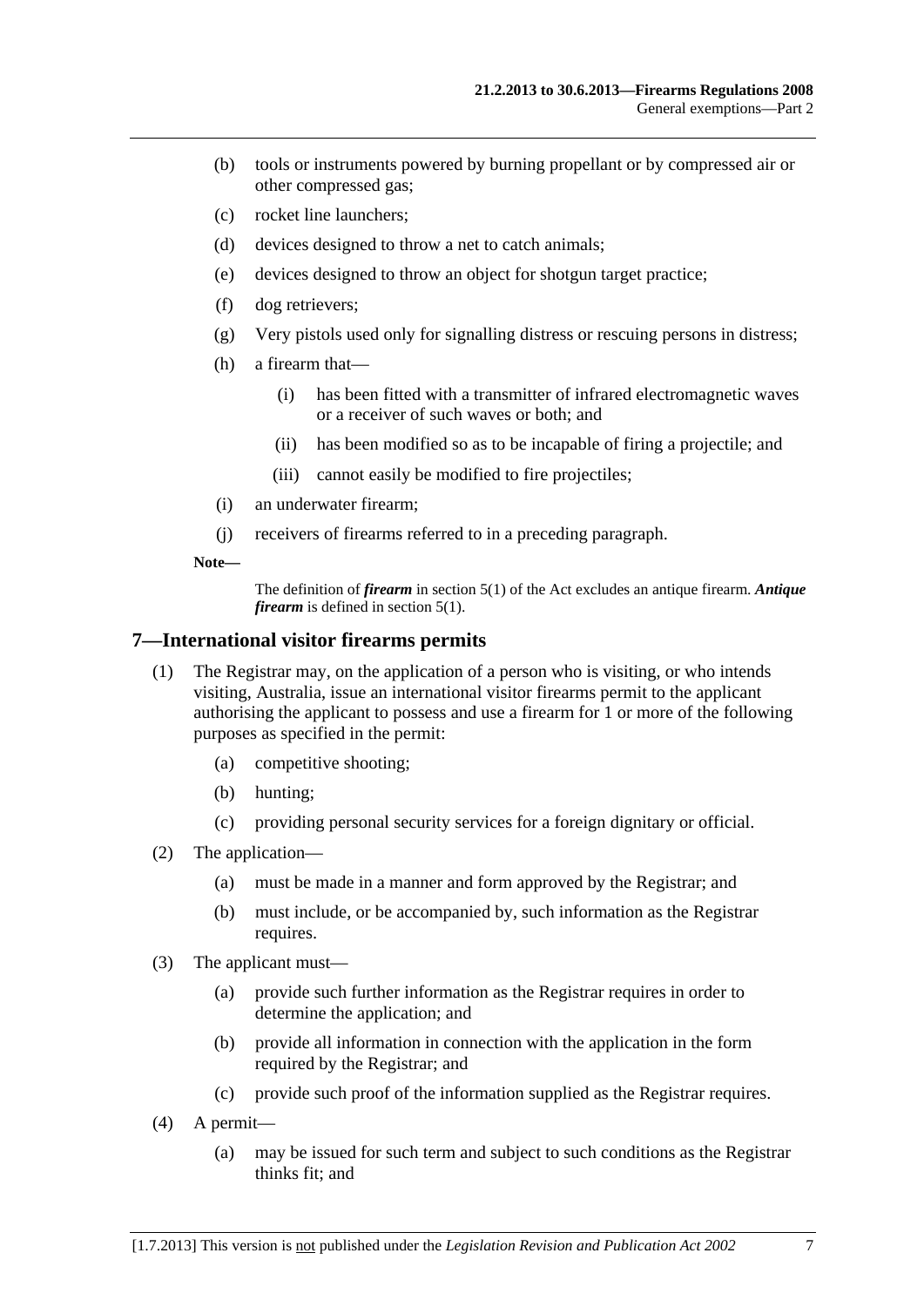(b) tools or instruments powered by burning propellant or by compressed air or other compressed gas;

(c) rocket line launchers;

(d) devices designed to throw a net to catch animals;

(e) devices designed to throw an object for shotgun target practice;

(f) dog retrievers;

(g) Very pistols used only for signalling distress or rescuing persons in distress;

(h) a firearm that—

  (i) has been fitted with a transmitter of infrared electromagnetic waves or a receiver of such waves or both; and

  (ii) has been modified so as to be incapable of firing a projectile; and

  (iii) cannot easily be modified to fire projectiles;

(i) an underwater firearm;

(j) receivers of firearms referred to in a preceding paragraph.

**Note—**

The definition of ***firearm*** in section 5(1) of the Act excludes an antique firearm. ***Antique firearm*** is defined in section 5(1).

## 7—International visitor firearms permits

(1) The Registrar may, on the application of a person who is visiting, or who intends visiting, Australia, issue an international visitor firearms permit to the applicant authorising the applicant to possess and use a firearm for 1 or more of the following purposes as specified in the permit:

  (a) competitive shooting;

  (b) hunting;

  (c) providing personal security services for a foreign dignitary or official.

(2) The application—

  (a) must be made in a manner and form approved by the Registrar; and

  (b) must include, or be accompanied by, such information as the Registrar requires.

(3) The applicant must—

  (a) provide such further information as the Registrar requires in order to determine the application; and

  (b) provide all information in connection with the application in the form required by the Registrar; and

  (c) provide such proof of the information supplied as the Registrar requires.

(4) A permit—

  (a) may be issued for such term and subject to such conditions as the Registrar thinks fit; and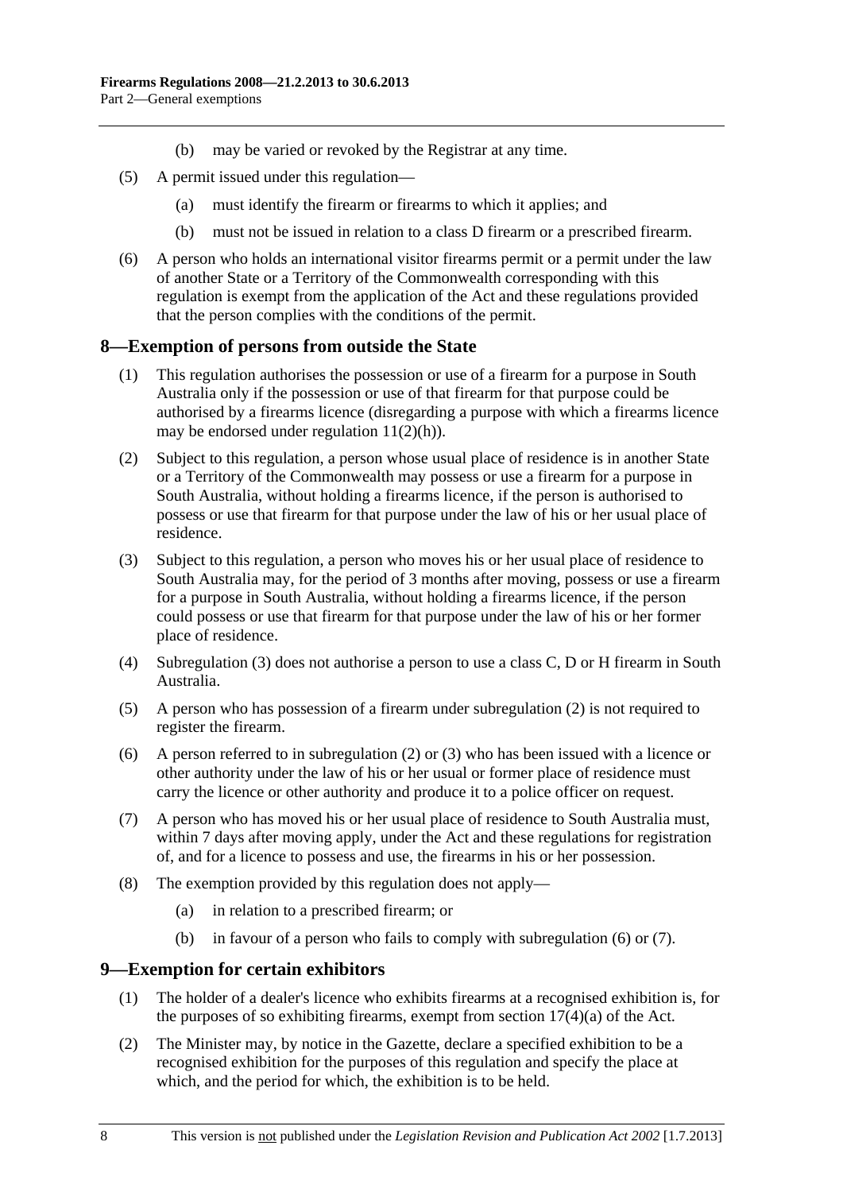(b) may be varied or revoked by the Registrar at any time.

(5) A permit issued under this regulation—

(a) must identify the firearm or firearms to which it applies; and

(b) must not be issued in relation to a class D firearm or a prescribed firearm.

(6) A person who holds an international visitor firearms permit or a permit under the law of another State or a Territory of the Commonwealth corresponding with this regulation is exempt from the application of the Act and these regulations provided that the person complies with the conditions of the permit.

## 8—Exemption of persons from outside the State

(1) This regulation authorises the possession or use of a firearm for a purpose in South Australia only if the possession or use of that firearm for that purpose could be authorised by a firearms licence (disregarding a purpose with which a firearms licence may be endorsed under regulation 11(2)(h)).

(2) Subject to this regulation, a person whose usual place of residence is in another State or a Territory of the Commonwealth may possess or use a firearm for a purpose in South Australia, without holding a firearms licence, if the person is authorised to possess or use that firearm for that purpose under the law of his or her usual place of residence.

(3) Subject to this regulation, a person who moves his or her usual place of residence to South Australia may, for the period of 3 months after moving, possess or use a firearm for a purpose in South Australia, without holding a firearms licence, if the person could possess or use that firearm for that purpose under the law of his or her former place of residence.

(4) Subregulation (3) does not authorise a person to use a class C, D or H firearm in South Australia.

(5) A person who has possession of a firearm under subregulation (2) is not required to register the firearm.

(6) A person referred to in subregulation (2) or (3) who has been issued with a licence or other authority under the law of his or her usual or former place of residence must carry the licence or other authority and produce it to a police officer on request.

(7) A person who has moved his or her usual place of residence to South Australia must, within 7 days after moving apply, under the Act and these regulations for registration of, and for a licence to possess and use, the firearms in his or her possession.

(8) The exemption provided by this regulation does not apply—

(a) in relation to a prescribed firearm; or

(b) in favour of a person who fails to comply with subregulation (6) or (7).

## 9—Exemption for certain exhibitors

(1) The holder of a dealer's licence who exhibits firearms at a recognised exhibition is, for the purposes of so exhibiting firearms, exempt from section 17(4)(a) of the Act.

(2) The Minister may, by notice in the Gazette, declare a specified exhibition to be a recognised exhibition for the purposes of this regulation and specify the place at which, and the period for which, the exhibition is to be held.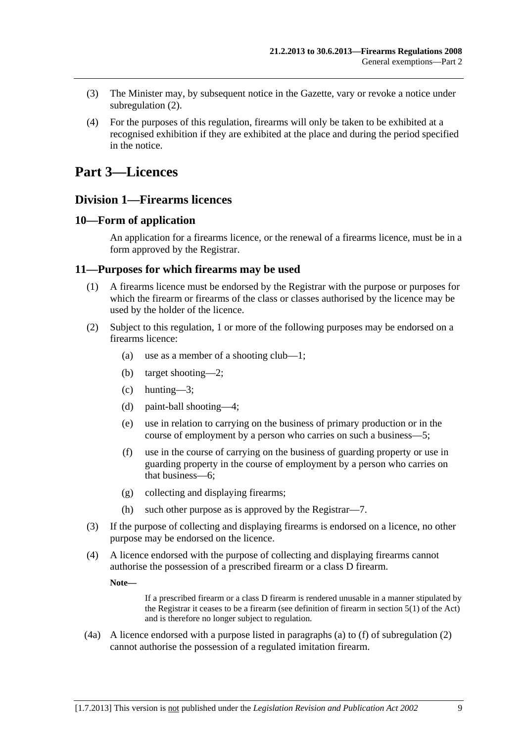(3) The Minister may, by subsequent notice in the Gazette, vary or revoke a notice under subregulation (2).

(4) For the purposes of this regulation, firearms will only be taken to be exhibited at a recognised exhibition if they are exhibited at the place and during the period specified in the notice.

# Part 3—Licences

## Division 1—Firearms licences

### 10—Form of application

An application for a firearms licence, or the renewal of a firearms licence, must be in a form approved by the Registrar.

### 11—Purposes for which firearms may be used

(1) A firearms licence must be endorsed by the Registrar with the purpose or purposes for which the firearm or firearms of the class or classes authorised by the licence may be used by the holder of the licence.

(2) Subject to this regulation, 1 or more of the following purposes may be endorsed on a firearms licence:

- (a) use as a member of a shooting club—1;
- (b) target shooting—2;
- (c) hunting—3;
- (d) paint-ball shooting—4;
- (e) use in relation to carrying on the business of primary production or in the course of employment by a person who carries on such a business—5;
- (f) use in the course of carrying on the business of guarding property or use in guarding property in the course of employment by a person who carries on that business—6;
- (g) collecting and displaying firearms;
- (h) such other purpose as is approved by the Registrar—7.

(3) If the purpose of collecting and displaying firearms is endorsed on a licence, no other purpose may be endorsed on the licence.

(4) A licence endorsed with the purpose of collecting and displaying firearms cannot authorise the possession of a prescribed firearm or a class D firearm.

**Note—**

If a prescribed firearm or a class D firearm is rendered unusable in a manner stipulated by the Registrar it ceases to be a firearm (see definition of firearm in section 5(1) of the Act) and is therefore no longer subject to regulation.

(4a) A licence endorsed with a purpose listed in paragraphs (a) to (f) of subregulation (2) cannot authorise the possession of a regulated imitation firearm.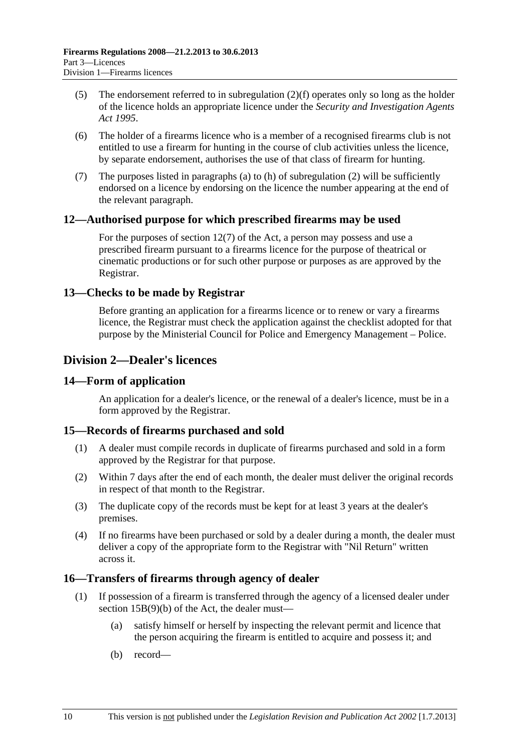(5) The endorsement referred to in subregulation (2)(f) operates only so long as the holder of the licence holds an appropriate licence under the *Security and Investigation Agents Act 1995*.

(6) The holder of a firearms licence who is a member of a recognised firearms club is not entitled to use a firearm for hunting in the course of club activities unless the licence, by separate endorsement, authorises the use of that class of firearm for hunting.

(7) The purposes listed in paragraphs (a) to (h) of subregulation (2) will be sufficiently endorsed on a licence by endorsing on the licence the number appearing at the end of the relevant paragraph.

### 12—Authorised purpose for which prescribed firearms may be used

For the purposes of section 12(7) of the Act, a person may possess and use a prescribed firearm pursuant to a firearms licence for the purpose of theatrical or cinematic productions or for such other purpose or purposes as are approved by the Registrar.

### 13—Checks to be made by Registrar

Before granting an application for a firearms licence or to renew or vary a firearms licence, the Registrar must check the application against the checklist adopted for that purpose by the Ministerial Council for Police and Emergency Management – Police.

## Division 2—Dealer's licences

### 14—Form of application

An application for a dealer's licence, or the renewal of a dealer's licence, must be in a form approved by the Registrar.

### 15—Records of firearms purchased and sold

(1) A dealer must compile records in duplicate of firearms purchased and sold in a form approved by the Registrar for that purpose.

(2) Within 7 days after the end of each month, the dealer must deliver the original records in respect of that month to the Registrar.

(3) The duplicate copy of the records must be kept for at least 3 years at the dealer's premises.

(4) If no firearms have been purchased or sold by a dealer during a month, the dealer must deliver a copy of the appropriate form to the Registrar with "Nil Return" written across it.

### 16—Transfers of firearms through agency of dealer

(1) If possession of a firearm is transferred through the agency of a licensed dealer under section 15B(9)(b) of the Act, the dealer must—

(a) satisfy himself or herself by inspecting the relevant permit and licence that the person acquiring the firearm is entitled to acquire and possess it; and

(b) record—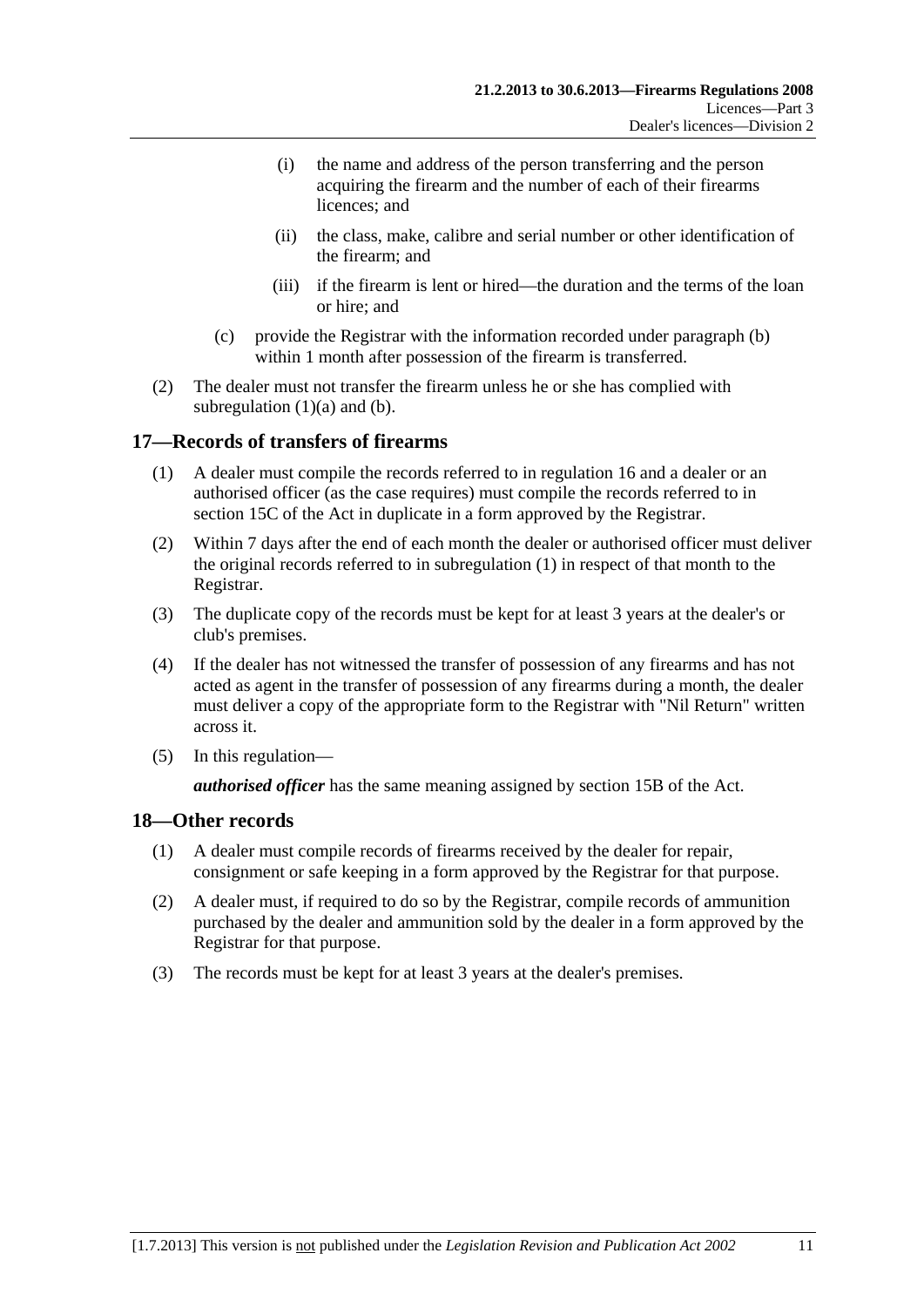(i) the name and address of the person transferring and the person acquiring the firearm and the number of each of their firearms licences; and

(ii) the class, make, calibre and serial number or other identification of the firearm; and

(iii) if the firearm is lent or hired—the duration and the terms of the loan or hire; and

(c) provide the Registrar with the information recorded under paragraph (b) within 1 month after possession of the firearm is transferred.

(2) The dealer must not transfer the firearm unless he or she has complied with subregulation (1)(a) and (b).

## 17—Records of transfers of firearms

(1) A dealer must compile the records referred to in regulation 16 and a dealer or an authorised officer (as the case requires) must compile the records referred to in section 15C of the Act in duplicate in a form approved by the Registrar.

(2) Within 7 days after the end of each month the dealer or authorised officer must deliver the original records referred to in subregulation (1) in respect of that month to the Registrar.

(3) The duplicate copy of the records must be kept for at least 3 years at the dealer's or club's premises.

(4) If the dealer has not witnessed the transfer of possession of any firearms and has not acted as agent in the transfer of possession of any firearms during a month, the dealer must deliver a copy of the appropriate form to the Registrar with "Nil Return" written across it.

(5) In this regulation—

***authorised officer*** has the same meaning assigned by section 15B of the Act.

## 18—Other records

(1) A dealer must compile records of firearms received by the dealer for repair, consignment or safe keeping in a form approved by the Registrar for that purpose.

(2) A dealer must, if required to do so by the Registrar, compile records of ammunition purchased by the dealer and ammunition sold by the dealer in a form approved by the Registrar for that purpose.

(3) The records must be kept for at least 3 years at the dealer's premises.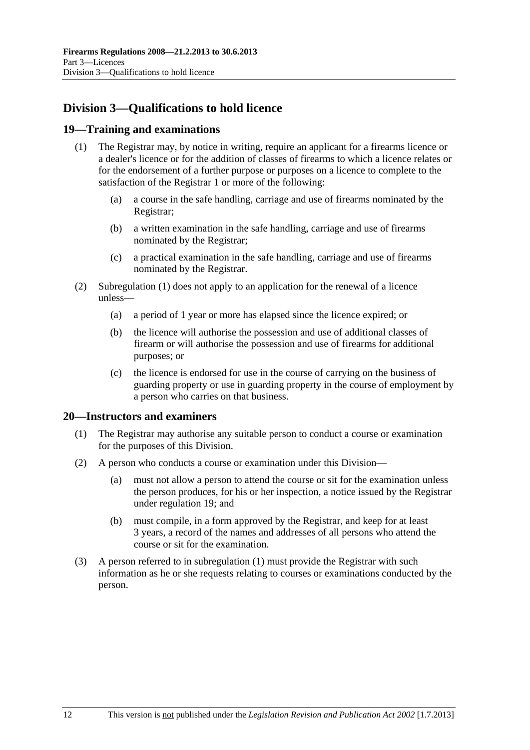## Division 3—Qualifications to hold licence

### 19—Training and examinations

(1) The Registrar may, by notice in writing, require an applicant for a firearms licence or a dealer's licence or for the addition of classes of firearms to which a licence relates or for the endorsement of a further purpose or purposes on a licence to complete to the satisfaction of the Registrar 1 or more of the following:

   (a) a course in the safe handling, carriage and use of firearms nominated by the Registrar;

   (b) a written examination in the safe handling, carriage and use of firearms nominated by the Registrar;

   (c) a practical examination in the safe handling, carriage and use of firearms nominated by the Registrar.

(2) Subregulation (1) does not apply to an application for the renewal of a licence unless—

   (a) a period of 1 year or more has elapsed since the licence expired; or

   (b) the licence will authorise the possession and use of additional classes of firearm or will authorise the possession and use of firearms for additional purposes; or

   (c) the licence is endorsed for use in the course of carrying on the business of guarding property or use in guarding property in the course of employment by a person who carries on that business.

### 20—Instructors and examiners

(1) The Registrar may authorise any suitable person to conduct a course or examination for the purposes of this Division.

(2) A person who conducts a course or examination under this Division—

   (a) must not allow a person to attend the course or sit for the examination unless the person produces, for his or her inspection, a notice issued by the Registrar under regulation 19; and

   (b) must compile, in a form approved by the Registrar, and keep for at least 3 years, a record of the names and addresses of all persons who attend the course or sit for the examination.

(3) A person referred to in subregulation (1) must provide the Registrar with such information as he or she requests relating to courses or examinations conducted by the person.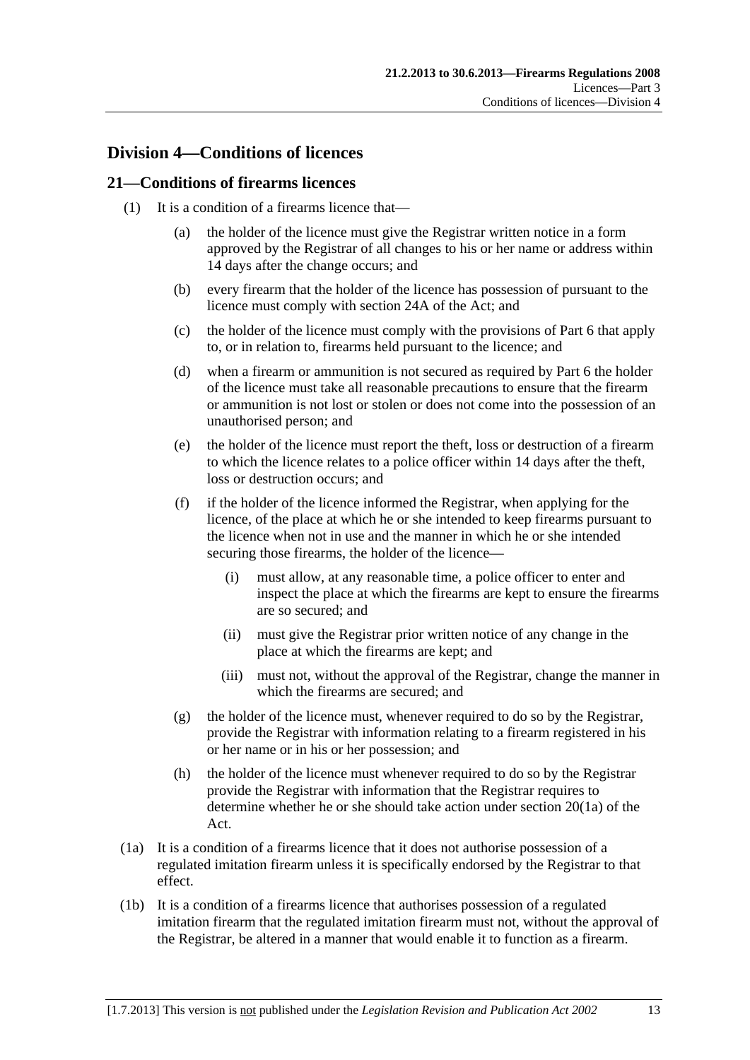## Division 4—Conditions of licences

### 21—Conditions of firearms licences

(1) It is a condition of a firearms licence that—

(a) the holder of the licence must give the Registrar written notice in a form approved by the Registrar of all changes to his or her name or address within 14 days after the change occurs; and

(b) every firearm that the holder of the licence has possession of pursuant to the licence must comply with section 24A of the Act; and

(c) the holder of the licence must comply with the provisions of Part 6 that apply to, or in relation to, firearms held pursuant to the licence; and

(d) when a firearm or ammunition is not secured as required by Part 6 the holder of the licence must take all reasonable precautions to ensure that the firearm or ammunition is not lost or stolen or does not come into the possession of an unauthorised person; and

(e) the holder of the licence must report the theft, loss or destruction of a firearm to which the licence relates to a police officer within 14 days after the theft, loss or destruction occurs; and

(f) if the holder of the licence informed the Registrar, when applying for the licence, of the place at which he or she intended to keep firearms pursuant to the licence when not in use and the manner in which he or she intended securing those firearms, the holder of the licence—

(i) must allow, at any reasonable time, a police officer to enter and inspect the place at which the firearms are kept to ensure the firearms are so secured; and

(ii) must give the Registrar prior written notice of any change in the place at which the firearms are kept; and

(iii) must not, without the approval of the Registrar, change the manner in which the firearms are secured; and

(g) the holder of the licence must, whenever required to do so by the Registrar, provide the Registrar with information relating to a firearm registered in his or her name or in his or her possession; and

(h) the holder of the licence must whenever required to do so by the Registrar provide the Registrar with information that the Registrar requires to determine whether he or she should take action under section 20(1a) of the Act.

(1a) It is a condition of a firearms licence that it does not authorise possession of a regulated imitation firearm unless it is specifically endorsed by the Registrar to that effect.

(1b) It is a condition of a firearms licence that authorises possession of a regulated imitation firearm that the regulated imitation firearm must not, without the approval of the Registrar, be altered in a manner that would enable it to function as a firearm.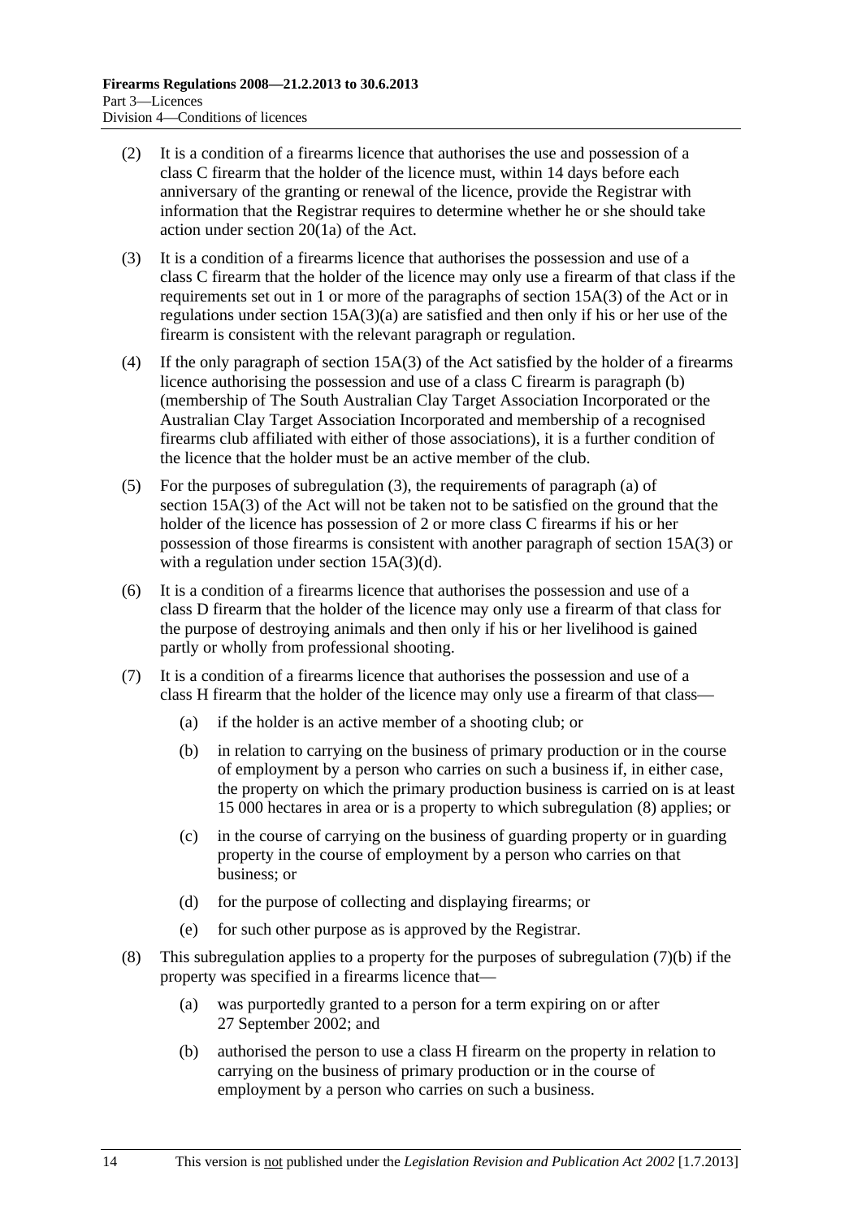(2) It is a condition of a firearms licence that authorises the use and possession of a class C firearm that the holder of the licence must, within 14 days before each anniversary of the granting or renewal of the licence, provide the Registrar with information that the Registrar requires to determine whether he or she should take action under section 20(1a) of the Act.

(3) It is a condition of a firearms licence that authorises the possession and use of a class C firearm that the holder of the licence may only use a firearm of that class if the requirements set out in 1 or more of the paragraphs of section 15A(3) of the Act or in regulations under section 15A(3)(a) are satisfied and then only if his or her use of the firearm is consistent with the relevant paragraph or regulation.

(4) If the only paragraph of section 15A(3) of the Act satisfied by the holder of a firearms licence authorising the possession and use of a class C firearm is paragraph (b) (membership of The South Australian Clay Target Association Incorporated or the Australian Clay Target Association Incorporated and membership of a recognised firearms club affiliated with either of those associations), it is a further condition of the licence that the holder must be an active member of the club.

(5) For the purposes of subregulation (3), the requirements of paragraph (a) of section 15A(3) of the Act will not be taken not to be satisfied on the ground that the holder of the licence has possession of 2 or more class C firearms if his or her possession of those firearms is consistent with another paragraph of section 15A(3) or with a regulation under section 15A(3)(d).

(6) It is a condition of a firearms licence that authorises the possession and use of a class D firearm that the holder of the licence may only use a firearm of that class for the purpose of destroying animals and then only if his or her livelihood is gained partly or wholly from professional shooting.

(7) It is a condition of a firearms licence that authorises the possession and use of a class H firearm that the holder of the licence may only use a firearm of that class—

  (a) if the holder is an active member of a shooting club; or

  (b) in relation to carrying on the business of primary production or in the course of employment by a person who carries on such a business if, in either case, the property on which the primary production business is carried on is at least 15 000 hectares in area or is a property to which subregulation (8) applies; or

  (c) in the course of carrying on the business of guarding property or in guarding property in the course of employment by a person who carries on that business; or

  (d) for the purpose of collecting and displaying firearms; or

  (e) for such other purpose as is approved by the Registrar.

(8) This subregulation applies to a property for the purposes of subregulation (7)(b) if the property was specified in a firearms licence that—

  (a) was purportedly granted to a person for a term expiring on or after 27 September 2002; and

  (b) authorised the person to use a class H firearm on the property in relation to carrying on the business of primary production or in the course of employment by a person who carries on such a business.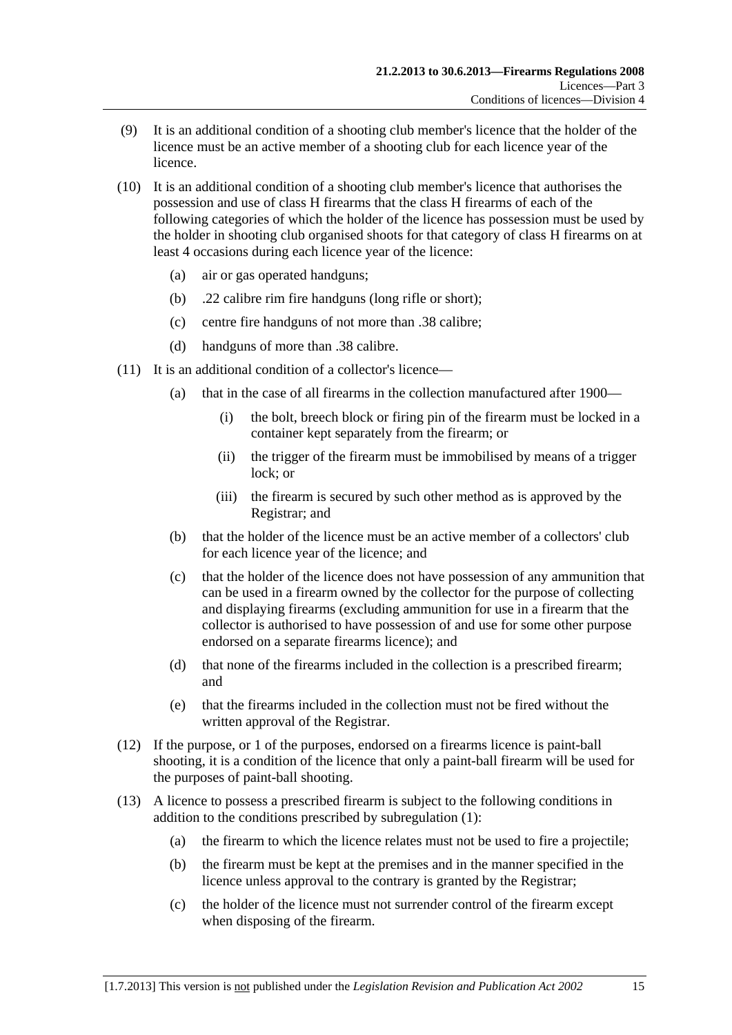(9) It is an additional condition of a shooting club member's licence that the holder of the licence must be an active member of a shooting club for each licence year of the licence.

(10) It is an additional condition of a shooting club member's licence that authorises the possession and use of class H firearms that the class H firearms of each of the following categories of which the holder of the licence has possession must be used by the holder in shooting club organised shoots for that category of class H firearms on at least 4 occasions during each licence year of the licence:

- (a) air or gas operated handguns;
- (b) .22 calibre rim fire handguns (long rifle or short);
- (c) centre fire handguns of not more than .38 calibre;
- (d) handguns of more than .38 calibre.

(11) It is an additional condition of a collector's licence—

- (a) that in the case of all firearms in the collection manufactured after 1900—
  - (i) the bolt, breech block or firing pin of the firearm must be locked in a container kept separately from the firearm; or
  - (ii) the trigger of the firearm must be immobilised by means of a trigger lock; or
  - (iii) the firearm is secured by such other method as is approved by the Registrar; and
- (b) that the holder of the licence must be an active member of a collectors' club for each licence year of the licence; and
- (c) that the holder of the licence does not have possession of any ammunition that can be used in a firearm owned by the collector for the purpose of collecting and displaying firearms (excluding ammunition for use in a firearm that the collector is authorised to have possession of and use for some other purpose endorsed on a separate firearms licence); and
- (d) that none of the firearms included in the collection is a prescribed firearm; and
- (e) that the firearms included in the collection must not be fired without the written approval of the Registrar.

(12) If the purpose, or 1 of the purposes, endorsed on a firearms licence is paint-ball shooting, it is a condition of the licence that only a paint-ball firearm will be used for the purposes of paint-ball shooting.

(13) A licence to possess a prescribed firearm is subject to the following conditions in addition to the conditions prescribed by subregulation (1):

- (a) the firearm to which the licence relates must not be used to fire a projectile;
- (b) the firearm must be kept at the premises and in the manner specified in the licence unless approval to the contrary is granted by the Registrar;
- (c) the holder of the licence must not surrender control of the firearm except when disposing of the firearm.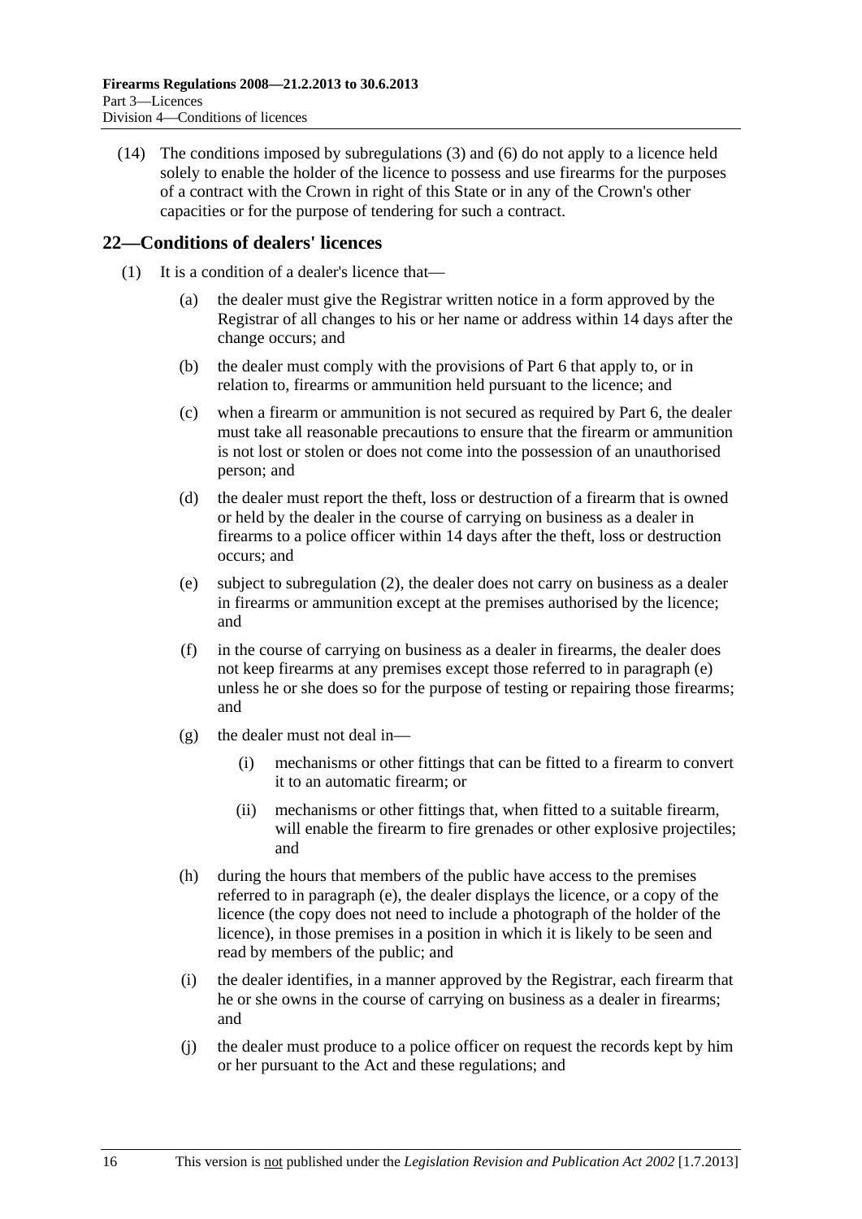(14) The conditions imposed by subregulations (3) and (6) do not apply to a licence held solely to enable the holder of the licence to possess and use firearms for the purposes of a contract with the Crown in right of this State or in any of the Crown's other capacities or for the purpose of tendering for such a contract.

## 22—Conditions of dealers' licences

(1) It is a condition of a dealer's licence that—

(a) the dealer must give the Registrar written notice in a form approved by the Registrar of all changes to his or her name or address within 14 days after the change occurs; and

(b) the dealer must comply with the provisions of Part 6 that apply to, or in relation to, firearms or ammunition held pursuant to the licence; and

(c) when a firearm or ammunition is not secured as required by Part 6, the dealer must take all reasonable precautions to ensure that the firearm or ammunition is not lost or stolen or does not come into the possession of an unauthorised person; and

(d) the dealer must report the theft, loss or destruction of a firearm that is owned or held by the dealer in the course of carrying on business as a dealer in firearms to a police officer within 14 days after the theft, loss or destruction occurs; and

(e) subject to subregulation (2), the dealer does not carry on business as a dealer in firearms or ammunition except at the premises authorised by the licence; and

(f) in the course of carrying on business as a dealer in firearms, the dealer does not keep firearms at any premises except those referred to in paragraph (e) unless he or she does so for the purpose of testing or repairing those firearms; and

(g) the dealer must not deal in—

(i) mechanisms or other fittings that can be fitted to a firearm to convert it to an automatic firearm; or

(ii) mechanisms or other fittings that, when fitted to a suitable firearm, will enable the firearm to fire grenades or other explosive projectiles; and

(h) during the hours that members of the public have access to the premises referred to in paragraph (e), the dealer displays the licence, or a copy of the licence (the copy does not need to include a photograph of the holder of the licence), in those premises in a position in which it is likely to be seen and read by members of the public; and

(i) the dealer identifies, in a manner approved by the Registrar, each firearm that he or she owns in the course of carrying on business as a dealer in firearms; and

(j) the dealer must produce to a police officer on request the records kept by him or her pursuant to the Act and these regulations; and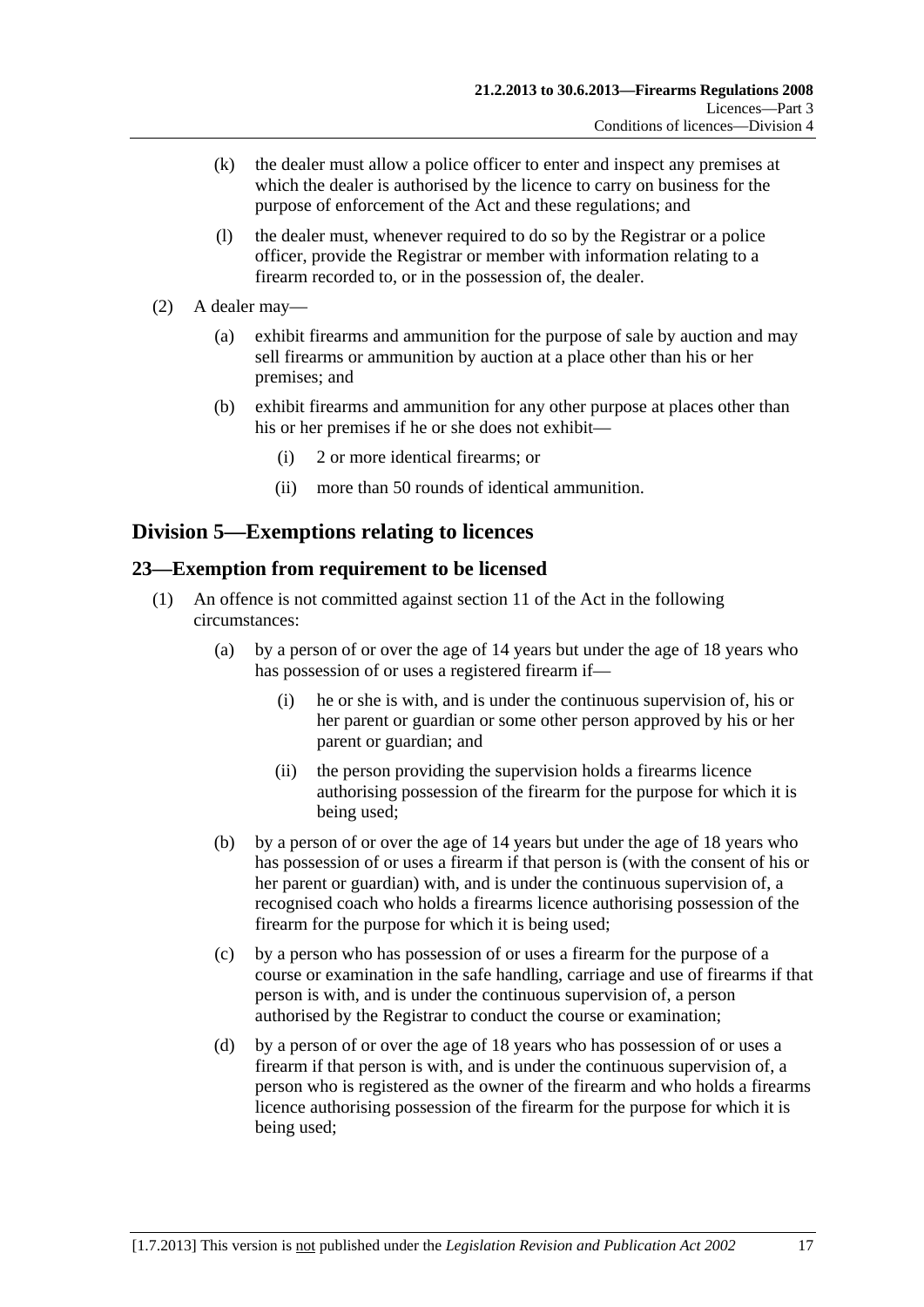(k) the dealer must allow a police officer to enter and inspect any premises at which the dealer is authorised by the licence to carry on business for the purpose of enforcement of the Act and these regulations; and

(l) the dealer must, whenever required to do so by the Registrar or a police officer, provide the Registrar or member with information relating to a firearm recorded to, or in the possession of, the dealer.

(2) A dealer may—

(a) exhibit firearms and ammunition for the purpose of sale by auction and may sell firearms or ammunition by auction at a place other than his or her premises; and

(b) exhibit firearms and ammunition for any other purpose at places other than his or her premises if he or she does not exhibit—

(i) 2 or more identical firearms; or

(ii) more than 50 rounds of identical ammunition.

## Division 5—Exemptions relating to licences

### 23—Exemption from requirement to be licensed

(1) An offence is not committed against section 11 of the Act in the following circumstances:

(a) by a person of or over the age of 14 years but under the age of 18 years who has possession of or uses a registered firearm if—

(i) he or she is with, and is under the continuous supervision of, his or her parent or guardian or some other person approved by his or her parent or guardian; and

(ii) the person providing the supervision holds a firearms licence authorising possession of the firearm for the purpose for which it is being used;

(b) by a person of or over the age of 14 years but under the age of 18 years who has possession of or uses a firearm if that person is (with the consent of his or her parent or guardian) with, and is under the continuous supervision of, a recognised coach who holds a firearms licence authorising possession of the firearm for the purpose for which it is being used;

(c) by a person who has possession of or uses a firearm for the purpose of a course or examination in the safe handling, carriage and use of firearms if that person is with, and is under the continuous supervision of, a person authorised by the Registrar to conduct the course or examination;

(d) by a person of or over the age of 18 years who has possession of or uses a firearm if that person is with, and is under the continuous supervision of, a person who is registered as the owner of the firearm and who holds a firearms licence authorising possession of the firearm for the purpose for which it is being used;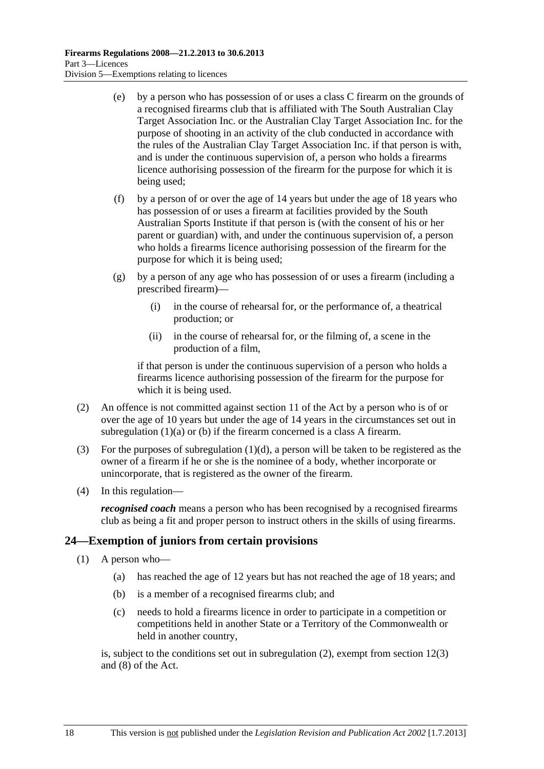(e) by a person who has possession of or uses a class C firearm on the grounds of a recognised firearms club that is affiliated with The South Australian Clay Target Association Inc. or the Australian Clay Target Association Inc. for the purpose of shooting in an activity of the club conducted in accordance with the rules of the Australian Clay Target Association Inc. if that person is with, and is under the continuous supervision of, a person who holds a firearms licence authorising possession of the firearm for the purpose for which it is being used;

(f) by a person of or over the age of 14 years but under the age of 18 years who has possession of or uses a firearm at facilities provided by the South Australian Sports Institute if that person is (with the consent of his or her parent or guardian) with, and under the continuous supervision of, a person who holds a firearms licence authorising possession of the firearm for the purpose for which it is being used;

(g) by a person of any age who has possession of or uses a firearm (including a prescribed firearm)—

(i) in the course of rehearsal for, or the performance of, a theatrical production; or

(ii) in the course of rehearsal for, or the filming of, a scene in the production of a film,

if that person is under the continuous supervision of a person who holds a firearms licence authorising possession of the firearm for the purpose for which it is being used.

(2) An offence is not committed against section 11 of the Act by a person who is of or over the age of 10 years but under the age of 14 years in the circumstances set out in subregulation (1)(a) or (b) if the firearm concerned is a class A firearm.

(3) For the purposes of subregulation (1)(d), a person will be taken to be registered as the owner of a firearm if he or she is the nominee of a body, whether incorporate or unincorporate, that is registered as the owner of the firearm.

(4) In this regulation—

***recognised coach*** means a person who has been recognised by a recognised firearms club as being a fit and proper person to instruct others in the skills of using firearms.

## 24—Exemption of juniors from certain provisions

(1) A person who—

(a) has reached the age of 12 years but has not reached the age of 18 years; and

(b) is a member of a recognised firearms club; and

(c) needs to hold a firearms licence in order to participate in a competition or competitions held in another State or a Territory of the Commonwealth or held in another country,

is, subject to the conditions set out in subregulation (2), exempt from section 12(3) and (8) of the Act.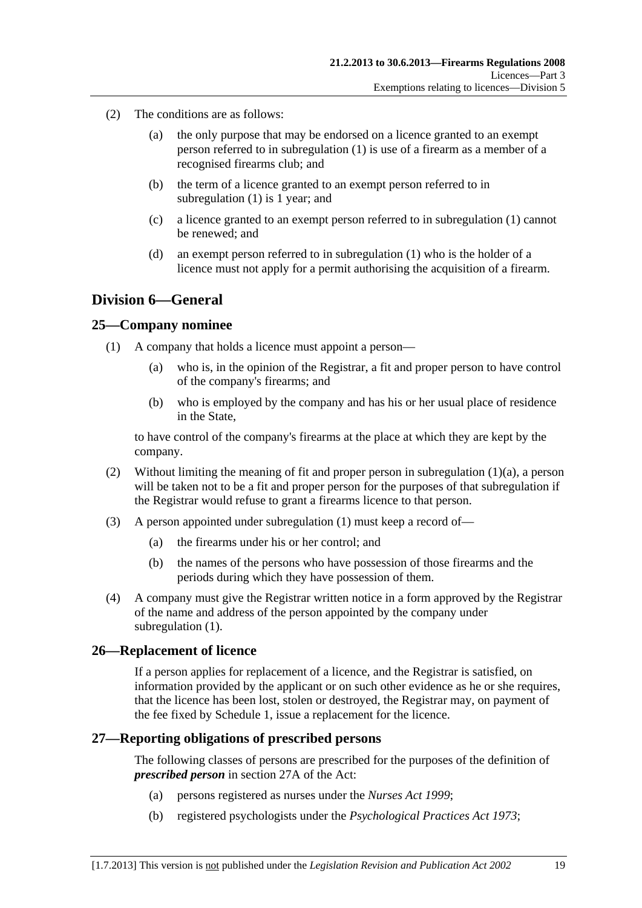(2) The conditions are as follows:

(a) the only purpose that may be endorsed on a licence granted to an exempt person referred to in subregulation (1) is use of a firearm as a member of a recognised firearms club; and

(b) the term of a licence granted to an exempt person referred to in subregulation (1) is 1 year; and

(c) a licence granted to an exempt person referred to in subregulation (1) cannot be renewed; and

(d) an exempt person referred to in subregulation (1) who is the holder of a licence must not apply for a permit authorising the acquisition of a firearm.

## Division 6—General

### 25—Company nominee

(1) A company that holds a licence must appoint a person—

(a) who is, in the opinion of the Registrar, a fit and proper person to have control of the company's firearms; and

(b) who is employed by the company and has his or her usual place of residence in the State,

to have control of the company's firearms at the place at which they are kept by the company.

(2) Without limiting the meaning of fit and proper person in subregulation (1)(a), a person will be taken not to be a fit and proper person for the purposes of that subregulation if the Registrar would refuse to grant a firearms licence to that person.

(3) A person appointed under subregulation (1) must keep a record of—

(a) the firearms under his or her control; and

(b) the names of the persons who have possession of those firearms and the periods during which they have possession of them.

(4) A company must give the Registrar written notice in a form approved by the Registrar of the name and address of the person appointed by the company under subregulation (1).

### 26—Replacement of licence

If a person applies for replacement of a licence, and the Registrar is satisfied, on information provided by the applicant or on such other evidence as he or she requires, that the licence has been lost, stolen or destroyed, the Registrar may, on payment of the fee fixed by Schedule 1, issue a replacement for the licence.

### 27—Reporting obligations of prescribed persons

The following classes of persons are prescribed for the purposes of the definition of ***prescribed person*** in section 27A of the Act:

(a) persons registered as nurses under the *Nurses Act 1999*;

(b) registered psychologists under the *Psychological Practices Act 1973*;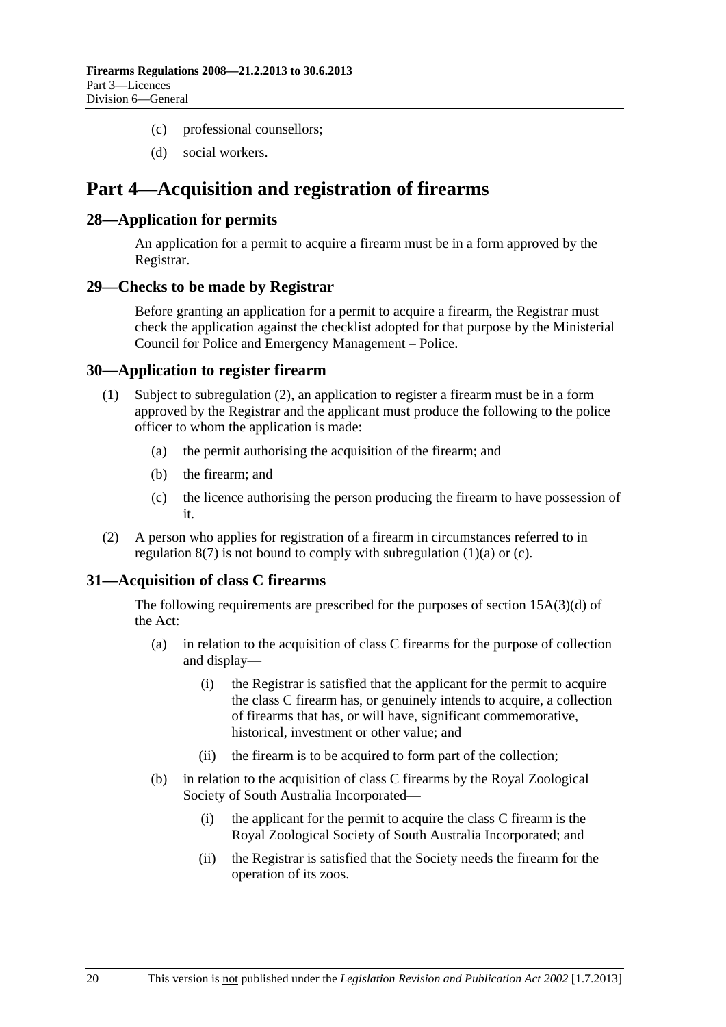(c) professional counsellors;

(d) social workers.

# Part 4—Acquisition and registration of firearms

## 28—Application for permits

An application for a permit to acquire a firearm must be in a form approved by the Registrar.

## 29—Checks to be made by Registrar

Before granting an application for a permit to acquire a firearm, the Registrar must check the application against the checklist adopted for that purpose by the Ministerial Council for Police and Emergency Management – Police.

## 30—Application to register firearm

(1) Subject to subregulation (2), an application to register a firearm must be in a form approved by the Registrar and the applicant must produce the following to the police officer to whom the application is made:

(a) the permit authorising the acquisition of the firearm; and

(b) the firearm; and

(c) the licence authorising the person producing the firearm to have possession of it.

(2) A person who applies for registration of a firearm in circumstances referred to in regulation 8(7) is not bound to comply with subregulation (1)(a) or (c).

## 31—Acquisition of class C firearms

The following requirements are prescribed for the purposes of section 15A(3)(d) of the Act:

(a) in relation to the acquisition of class C firearms for the purpose of collection and display—

(i) the Registrar is satisfied that the applicant for the permit to acquire the class C firearm has, or genuinely intends to acquire, a collection of firearms that has, or will have, significant commemorative, historical, investment or other value; and

(ii) the firearm is to be acquired to form part of the collection;

(b) in relation to the acquisition of class C firearms by the Royal Zoological Society of South Australia Incorporated—

(i) the applicant for the permit to acquire the class C firearm is the Royal Zoological Society of South Australia Incorporated; and

(ii) the Registrar is satisfied that the Society needs the firearm for the operation of its zoos.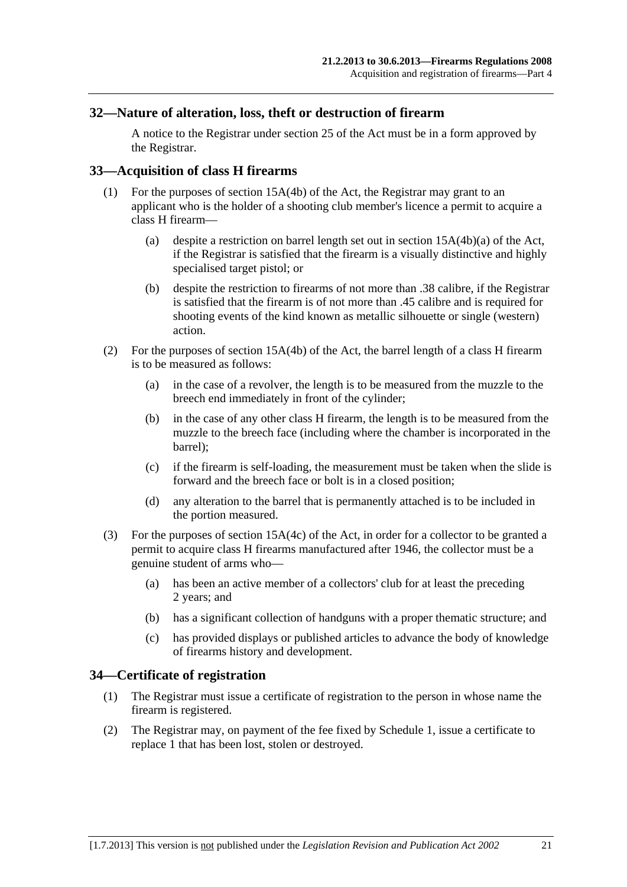## 32—Nature of alteration, loss, theft or destruction of firearm

A notice to the Registrar under section 25 of the Act must be in a form approved by the Registrar.

## 33—Acquisition of class H firearms

(1) For the purposes of section 15A(4b) of the Act, the Registrar may grant to an applicant who is the holder of a shooting club member's licence a permit to acquire a class H firearm—

(a) despite a restriction on barrel length set out in section 15A(4b)(a) of the Act, if the Registrar is satisfied that the firearm is a visually distinctive and highly specialised target pistol; or

(b) despite the restriction to firearms of not more than .38 calibre, if the Registrar is satisfied that the firearm is of not more than .45 calibre and is required for shooting events of the kind known as metallic silhouette or single (western) action.

(2) For the purposes of section 15A(4b) of the Act, the barrel length of a class H firearm is to be measured as follows:

(a) in the case of a revolver, the length is to be measured from the muzzle to the breech end immediately in front of the cylinder;

(b) in the case of any other class H firearm, the length is to be measured from the muzzle to the breech face (including where the chamber is incorporated in the barrel);

(c) if the firearm is self-loading, the measurement must be taken when the slide is forward and the breech face or bolt is in a closed position;

(d) any alteration to the barrel that is permanently attached is to be included in the portion measured.

(3) For the purposes of section 15A(4c) of the Act, in order for a collector to be granted a permit to acquire class H firearms manufactured after 1946, the collector must be a genuine student of arms who—

(a) has been an active member of a collectors' club for at least the preceding 2 years; and

(b) has a significant collection of handguns with a proper thematic structure; and

(c) has provided displays or published articles to advance the body of knowledge of firearms history and development.

## 34—Certificate of registration

(1) The Registrar must issue a certificate of registration to the person in whose name the firearm is registered.

(2) The Registrar may, on payment of the fee fixed by Schedule 1, issue a certificate to replace 1 that has been lost, stolen or destroyed.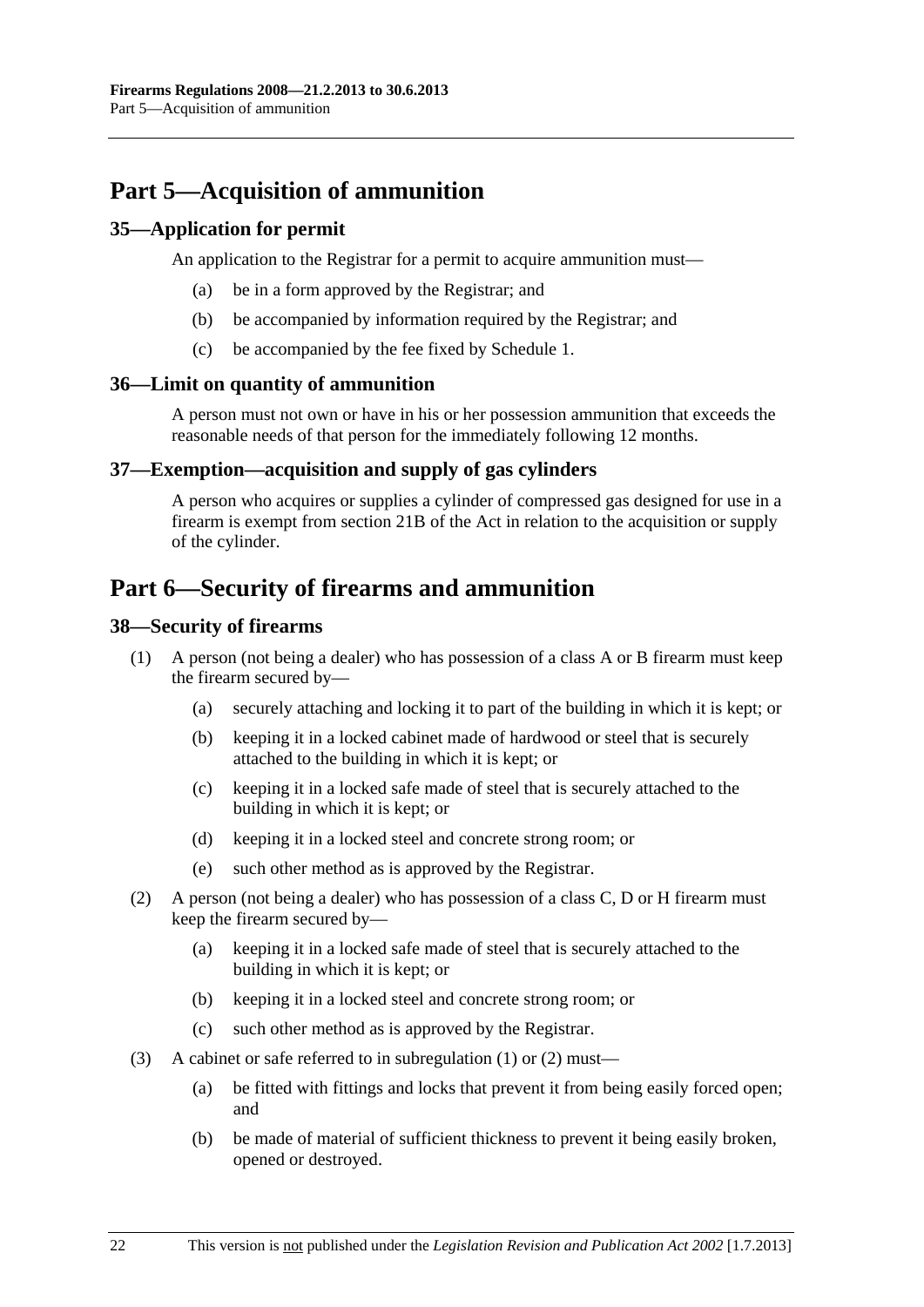## Part 5—Acquisition of ammunition

### 35—Application for permit

An application to the Registrar for a permit to acquire ammunition must—

- (a) be in a form approved by the Registrar; and
- (b) be accompanied by information required by the Registrar; and
- (c) be accompanied by the fee fixed by Schedule 1.

### 36—Limit on quantity of ammunition

A person must not own or have in his or her possession ammunition that exceeds the reasonable needs of that person for the immediately following 12 months.

### 37—Exemption—acquisition and supply of gas cylinders

A person who acquires or supplies a cylinder of compressed gas designed for use in a firearm is exempt from section 21B of the Act in relation to the acquisition or supply of the cylinder.

## Part 6—Security of firearms and ammunition

### 38—Security of firearms

(1) A person (not being a dealer) who has possession of a class A or B firearm must keep the firearm secured by—

- (a) securely attaching and locking it to part of the building in which it is kept; or
- (b) keeping it in a locked cabinet made of hardwood or steel that is securely attached to the building in which it is kept; or
- (c) keeping it in a locked safe made of steel that is securely attached to the building in which it is kept; or
- (d) keeping it in a locked steel and concrete strong room; or
- (e) such other method as is approved by the Registrar.

(2) A person (not being a dealer) who has possession of a class C, D or H firearm must keep the firearm secured by—

- (a) keeping it in a locked safe made of steel that is securely attached to the building in which it is kept; or
- (b) keeping it in a locked steel and concrete strong room; or
- (c) such other method as is approved by the Registrar.

(3) A cabinet or safe referred to in subregulation (1) or (2) must—

- (a) be fitted with fittings and locks that prevent it from being easily forced open; and
- (b) be made of material of sufficient thickness to prevent it being easily broken, opened or destroyed.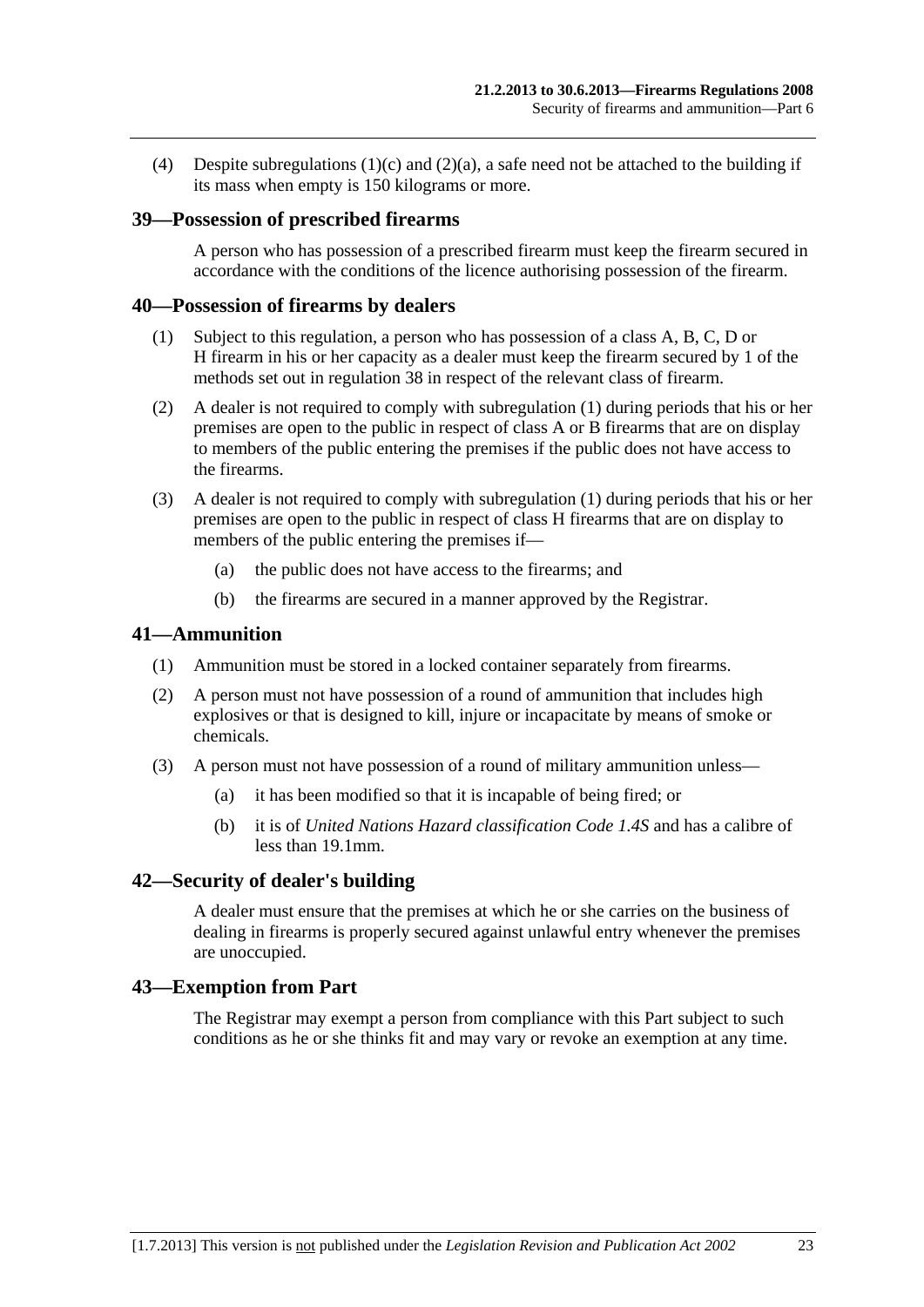(4) Despite subregulations (1)(c) and (2)(a), a safe need not be attached to the building if its mass when empty is 150 kilograms or more.

## 39—Possession of prescribed firearms

A person who has possession of a prescribed firearm must keep the firearm secured in accordance with the conditions of the licence authorising possession of the firearm.

## 40—Possession of firearms by dealers

(1) Subject to this regulation, a person who has possession of a class A, B, C, D or H firearm in his or her capacity as a dealer must keep the firearm secured by 1 of the methods set out in regulation 38 in respect of the relevant class of firearm.

(2) A dealer is not required to comply with subregulation (1) during periods that his or her premises are open to the public in respect of class A or B firearms that are on display to members of the public entering the premises if the public does not have access to the firearms.

(3) A dealer is not required to comply with subregulation (1) during periods that his or her premises are open to the public in respect of class H firearms that are on display to members of the public entering the premises if—

(a) the public does not have access to the firearms; and

(b) the firearms are secured in a manner approved by the Registrar.

## 41—Ammunition

(1) Ammunition must be stored in a locked container separately from firearms.

(2) A person must not have possession of a round of ammunition that includes high explosives or that is designed to kill, injure or incapacitate by means of smoke or chemicals.

(3) A person must not have possession of a round of military ammunition unless—

(a) it has been modified so that it is incapable of being fired; or

(b) it is of *United Nations Hazard classification Code 1.4S* and has a calibre of less than 19.1mm.

## 42—Security of dealer's building

A dealer must ensure that the premises at which he or she carries on the business of dealing in firearms is properly secured against unlawful entry whenever the premises are unoccupied.

## 43—Exemption from Part

The Registrar may exempt a person from compliance with this Part subject to such conditions as he or she thinks fit and may vary or revoke an exemption at any time.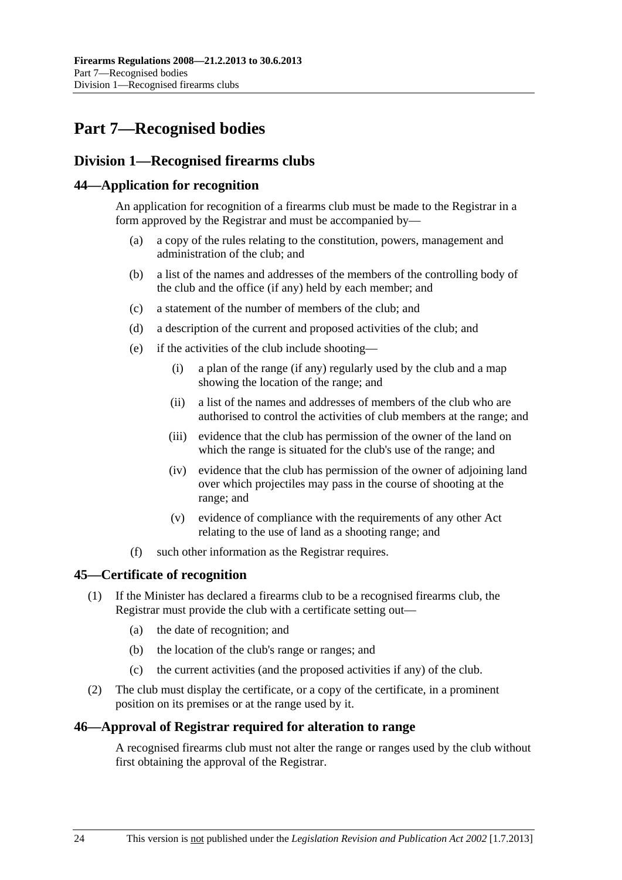# Part 7—Recognised bodies

## Division 1—Recognised firearms clubs

### 44—Application for recognition

An application for recognition of a firearms club must be made to the Registrar in a form approved by the Registrar and must be accompanied by—

(a) a copy of the rules relating to the constitution, powers, management and administration of the club; and

(b) a list of the names and addresses of the members of the controlling body of the club and the office (if any) held by each member; and

(c) a statement of the number of members of the club; and

(d) a description of the current and proposed activities of the club; and

(e) if the activities of the club include shooting—

(i) a plan of the range (if any) regularly used by the club and a map showing the location of the range; and

(ii) a list of the names and addresses of members of the club who are authorised to control the activities of club members at the range; and

(iii) evidence that the club has permission of the owner of the land on which the range is situated for the club's use of the range; and

(iv) evidence that the club has permission of the owner of adjoining land over which projectiles may pass in the course of shooting at the range; and

(v) evidence of compliance with the requirements of any other Act relating to the use of land as a shooting range; and

(f) such other information as the Registrar requires.

### 45—Certificate of recognition

(1) If the Minister has declared a firearms club to be a recognised firearms club, the Registrar must provide the club with a certificate setting out—

(a) the date of recognition; and

(b) the location of the club's range or ranges; and

(c) the current activities (and the proposed activities if any) of the club.

(2) The club must display the certificate, or a copy of the certificate, in a prominent position on its premises or at the range used by it.

### 46—Approval of Registrar required for alteration to range

A recognised firearms club must not alter the range or ranges used by the club without first obtaining the approval of the Registrar.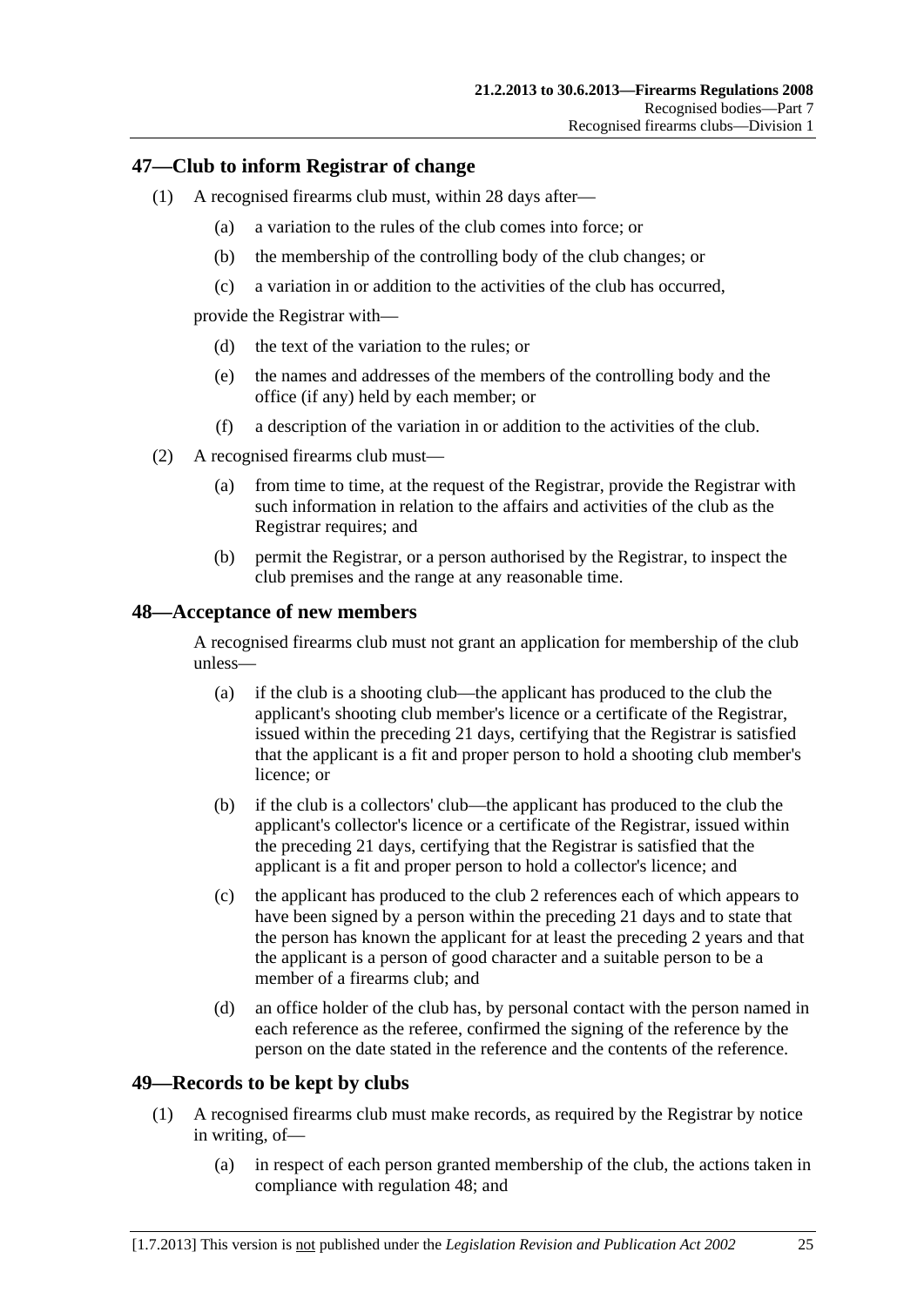## 47—Club to inform Registrar of change

(1) A recognised firearms club must, within 28 days after—

(a) a variation to the rules of the club comes into force; or

(b) the membership of the controlling body of the club changes; or

(c) a variation in or addition to the activities of the club has occurred,

provide the Registrar with—

(d) the text of the variation to the rules; or

(e) the names and addresses of the members of the controlling body and the office (if any) held by each member; or

(f) a description of the variation in or addition to the activities of the club.

(2) A recognised firearms club must—

(a) from time to time, at the request of the Registrar, provide the Registrar with such information in relation to the affairs and activities of the club as the Registrar requires; and

(b) permit the Registrar, or a person authorised by the Registrar, to inspect the club premises and the range at any reasonable time.

## 48—Acceptance of new members

A recognised firearms club must not grant an application for membership of the club unless—

(a) if the club is a shooting club—the applicant has produced to the club the applicant's shooting club member's licence or a certificate of the Registrar, issued within the preceding 21 days, certifying that the Registrar is satisfied that the applicant is a fit and proper person to hold a shooting club member's licence; or

(b) if the club is a collectors' club—the applicant has produced to the club the applicant's collector's licence or a certificate of the Registrar, issued within the preceding 21 days, certifying that the Registrar is satisfied that the applicant is a fit and proper person to hold a collector's licence; and

(c) the applicant has produced to the club 2 references each of which appears to have been signed by a person within the preceding 21 days and to state that the person has known the applicant for at least the preceding 2 years and that the applicant is a person of good character and a suitable person to be a member of a firearms club; and

(d) an office holder of the club has, by personal contact with the person named in each reference as the referee, confirmed the signing of the reference by the person on the date stated in the reference and the contents of the reference.

## 49—Records to be kept by clubs

(1) A recognised firearms club must make records, as required by the Registrar by notice in writing, of—

(a) in respect of each person granted membership of the club, the actions taken in compliance with regulation 48; and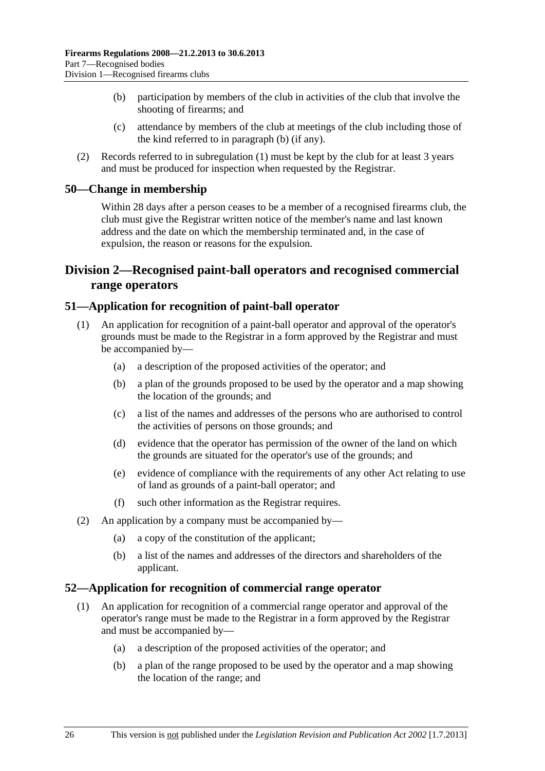(b) participation by members of the club in activities of the club that involve the shooting of firearms; and

(c) attendance by members of the club at meetings of the club including those of the kind referred to in paragraph (b) (if any).

(2) Records referred to in subregulation (1) must be kept by the club for at least 3 years and must be produced for inspection when requested by the Registrar.

## 50—Change in membership

Within 28 days after a person ceases to be a member of a recognised firearms club, the club must give the Registrar written notice of the member's name and last known address and the date on which the membership terminated and, in the case of expulsion, the reason or reasons for the expulsion.

# Division 2—Recognised paint-ball operators and recognised commercial range operators

## 51—Application for recognition of paint-ball operator

(1) An application for recognition of a paint-ball operator and approval of the operator's grounds must be made to the Registrar in a form approved by the Registrar and must be accompanied by—

(a) a description of the proposed activities of the operator; and

(b) a plan of the grounds proposed to be used by the operator and a map showing the location of the grounds; and

(c) a list of the names and addresses of the persons who are authorised to control the activities of persons on those grounds; and

(d) evidence that the operator has permission of the owner of the land on which the grounds are situated for the operator's use of the grounds; and

(e) evidence of compliance with the requirements of any other Act relating to use of land as grounds of a paint-ball operator; and

(f) such other information as the Registrar requires.

(2) An application by a company must be accompanied by—

(a) a copy of the constitution of the applicant;

(b) a list of the names and addresses of the directors and shareholders of the applicant.

## 52—Application for recognition of commercial range operator

(1) An application for recognition of a commercial range operator and approval of the operator's range must be made to the Registrar in a form approved by the Registrar and must be accompanied by—

(a) a description of the proposed activities of the operator; and

(b) a plan of the range proposed to be used by the operator and a map showing the location of the range; and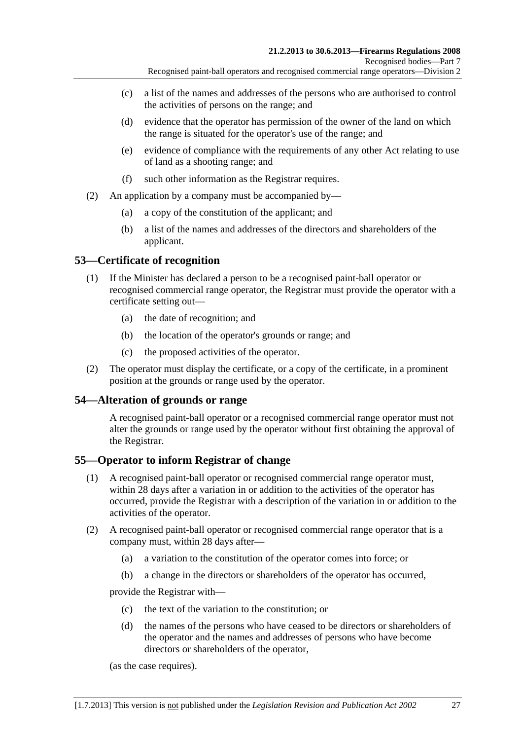(c) a list of the names and addresses of the persons who are authorised to control the activities of persons on the range; and

(d) evidence that the operator has permission of the owner of the land on which the range is situated for the operator's use of the range; and

(e) evidence of compliance with the requirements of any other Act relating to use of land as a shooting range; and

(f) such other information as the Registrar requires.

(2) An application by a company must be accompanied by—

(a) a copy of the constitution of the applicant; and

(b) a list of the names and addresses of the directors and shareholders of the applicant.

## 53—Certificate of recognition

(1) If the Minister has declared a person to be a recognised paint-ball operator or recognised commercial range operator, the Registrar must provide the operator with a certificate setting out—

(a) the date of recognition; and

(b) the location of the operator's grounds or range; and

(c) the proposed activities of the operator.

(2) The operator must display the certificate, or a copy of the certificate, in a prominent position at the grounds or range used by the operator.

## 54—Alteration of grounds or range

A recognised paint-ball operator or a recognised commercial range operator must not alter the grounds or range used by the operator without first obtaining the approval of the Registrar.

## 55—Operator to inform Registrar of change

(1) A recognised paint-ball operator or recognised commercial range operator must, within 28 days after a variation in or addition to the activities of the operator has occurred, provide the Registrar with a description of the variation in or addition to the activities of the operator.

(2) A recognised paint-ball operator or recognised commercial range operator that is a company must, within 28 days after—

(a) a variation to the constitution of the operator comes into force; or

(b) a change in the directors or shareholders of the operator has occurred,

provide the Registrar with—

(c) the text of the variation to the constitution; or

(d) the names of the persons who have ceased to be directors or shareholders of the operator and the names and addresses of persons who have become directors or shareholders of the operator,

(as the case requires).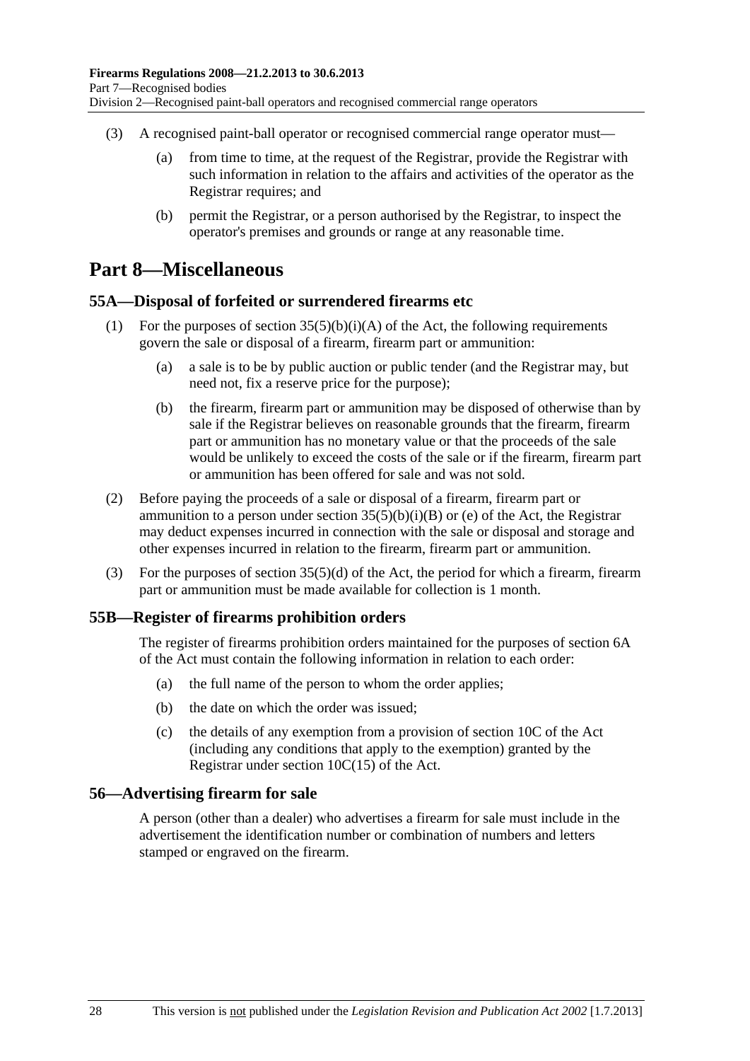(3) A recognised paint-ball operator or recognised commercial range operator must—

(a) from time to time, at the request of the Registrar, provide the Registrar with such information in relation to the affairs and activities of the operator as the Registrar requires; and

(b) permit the Registrar, or a person authorised by the Registrar, to inspect the operator's premises and grounds or range at any reasonable time.

# Part 8—Miscellaneous

## 55A—Disposal of forfeited or surrendered firearms etc

(1) For the purposes of section 35(5)(b)(i)(A) of the Act, the following requirements govern the sale or disposal of a firearm, firearm part or ammunition:

(a) a sale is to be by public auction or public tender (and the Registrar may, but need not, fix a reserve price for the purpose);

(b) the firearm, firearm part or ammunition may be disposed of otherwise than by sale if the Registrar believes on reasonable grounds that the firearm, firearm part or ammunition has no monetary value or that the proceeds of the sale would be unlikely to exceed the costs of the sale or if the firearm, firearm part or ammunition has been offered for sale and was not sold.

(2) Before paying the proceeds of a sale or disposal of a firearm, firearm part or ammunition to a person under section 35(5)(b)(i)(B) or (e) of the Act, the Registrar may deduct expenses incurred in connection with the sale or disposal and storage and other expenses incurred in relation to the firearm, firearm part or ammunition.

(3) For the purposes of section 35(5)(d) of the Act, the period for which a firearm, firearm part or ammunition must be made available for collection is 1 month.

## 55B—Register of firearms prohibition orders

The register of firearms prohibition orders maintained for the purposes of section 6A of the Act must contain the following information in relation to each order:

(a) the full name of the person to whom the order applies;

(b) the date on which the order was issued;

(c) the details of any exemption from a provision of section 10C of the Act (including any conditions that apply to the exemption) granted by the Registrar under section 10C(15) of the Act.

## 56—Advertising firearm for sale

A person (other than a dealer) who advertises a firearm for sale must include in the advertisement the identification number or combination of numbers and letters stamped or engraved on the firearm.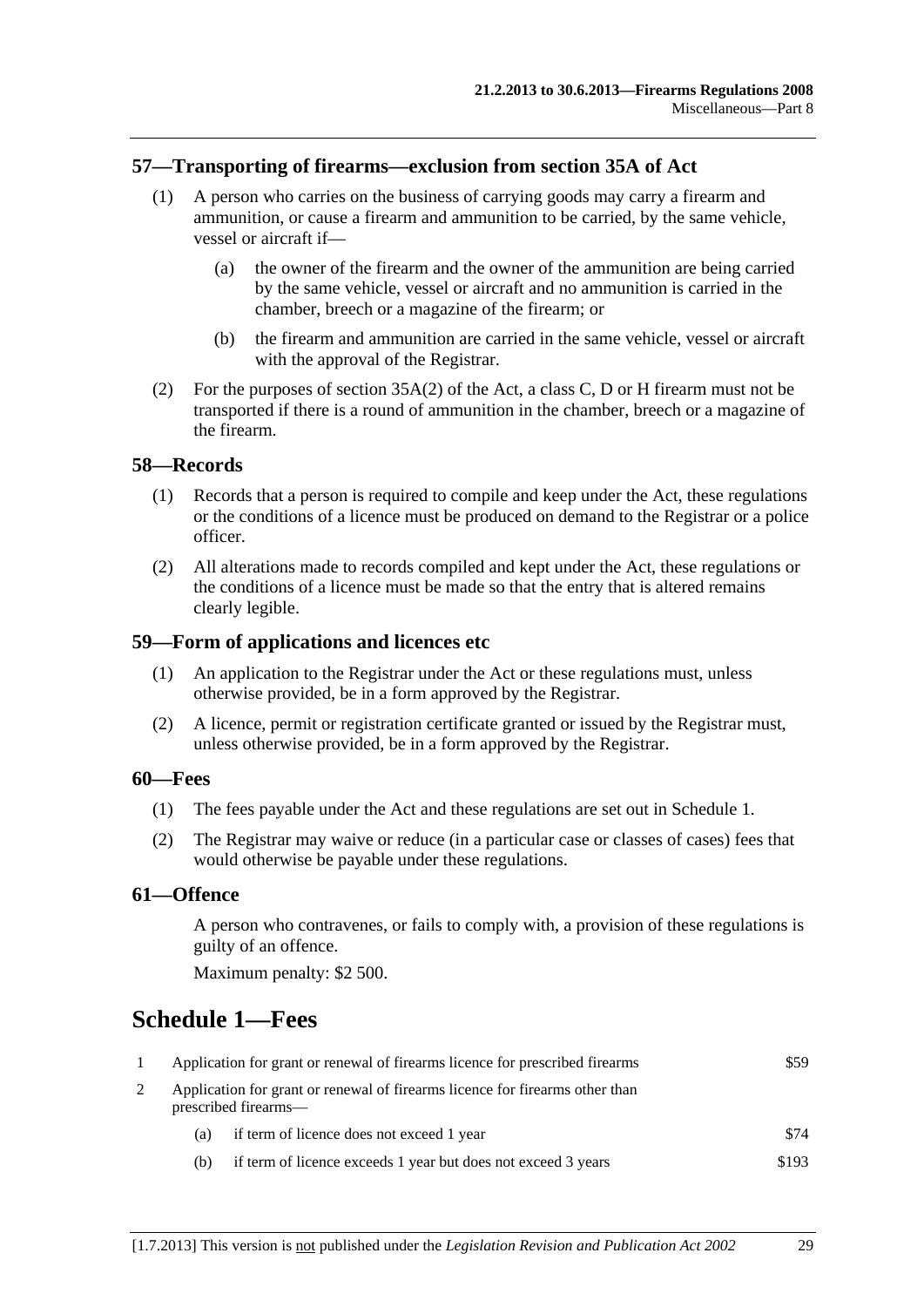## 57—Transporting of firearms—exclusion from section 35A of Act

(1) A person who carries on the business of carrying goods may carry a firearm and ammunition, or cause a firearm and ammunition to be carried, by the same vehicle, vessel or aircraft if—

(a) the owner of the firearm and the owner of the ammunition are being carried by the same vehicle, vessel or aircraft and no ammunition is carried in the chamber, breech or a magazine of the firearm; or

(b) the firearm and ammunition are carried in the same vehicle, vessel or aircraft with the approval of the Registrar.

(2) For the purposes of section 35A(2) of the Act, a class C, D or H firearm must not be transported if there is a round of ammunition in the chamber, breech or a magazine of the firearm.

## 58—Records

(1) Records that a person is required to compile and keep under the Act, these regulations or the conditions of a licence must be produced on demand to the Registrar or a police officer.

(2) All alterations made to records compiled and kept under the Act, these regulations or the conditions of a licence must be made so that the entry that is altered remains clearly legible.

## 59—Form of applications and licences etc

(1) An application to the Registrar under the Act or these regulations must, unless otherwise provided, be in a form approved by the Registrar.

(2) A licence, permit or registration certificate granted or issued by the Registrar must, unless otherwise provided, be in a form approved by the Registrar.

## 60—Fees

(1) The fees payable under the Act and these regulations are set out in Schedule 1.

(2) The Registrar may waive or reduce (in a particular case or classes of cases) fees that would otherwise be payable under these regulations.

## 61—Offence

A person who contravenes, or fails to comply with, a provision of these regulations is guilty of an offence.

Maximum penalty: $2 500.

# Schedule 1—Fees

| | | |
|---|---|---|
| 1 | Application for grant or renewal of firearms licence for prescribed firearms | $59 |
| 2 | Application for grant or renewal of firearms licence for firearms other than prescribed firearms— | |
| | (a) if term of licence does not exceed 1 year | $74 |
| | (b) if term of licence exceeds 1 year but does not exceed 3 years | $193 |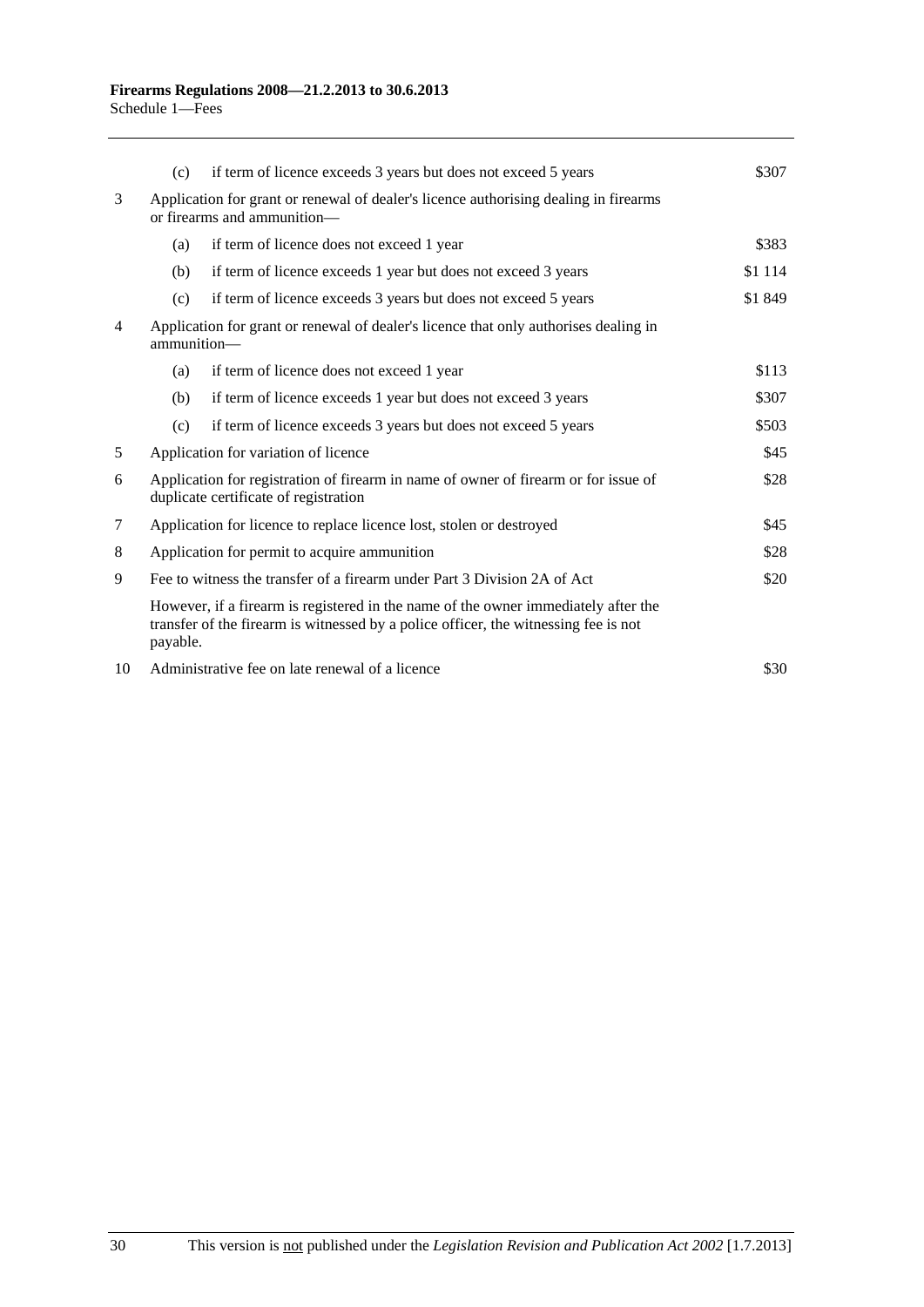| | | | |
|---|---|---|---|
| | (c) | if term of licence exceeds 3 years but does not exceed 5 years | \$307 |
| 3 | Application for grant or renewal of dealer's licence authorising dealing in firearms or firearms and ammunition— | | |
| | (a) | if term of licence does not exceed 1 year | \$383 |
| | (b) | if term of licence exceeds 1 year but does not exceed 3 years | \$1 114 |
| | (c) | if term of licence exceeds 3 years but does not exceed 5 years | \$1 849 |
| 4 | Application for grant or renewal of dealer's licence that only authorises dealing in ammunition— | | |
| | (a) | if term of licence does not exceed 1 year | \$113 |
| | (b) | if term of licence exceeds 1 year but does not exceed 3 years | \$307 |
| | (c) | if term of licence exceeds 3 years but does not exceed 5 years | \$503 |
| 5 | Application for variation of licence | | \$45 |
| 6 | Application for registration of firearm in name of owner of firearm or for issue of duplicate certificate of registration | | \$28 |
| 7 | Application for licence to replace licence lost, stolen or destroyed | | \$45 |
| 8 | Application for permit to acquire ammunition | | \$28 |
| 9 | Fee to witness the transfer of a firearm under Part 3 Division 2A of Act | | \$20 |
| | However, if a firearm is registered in the name of the owner immediately after the transfer of the firearm is witnessed by a police officer, the witnessing fee is not payable. | | |
| 10 | Administrative fee on late renewal of a licence | | \$30 |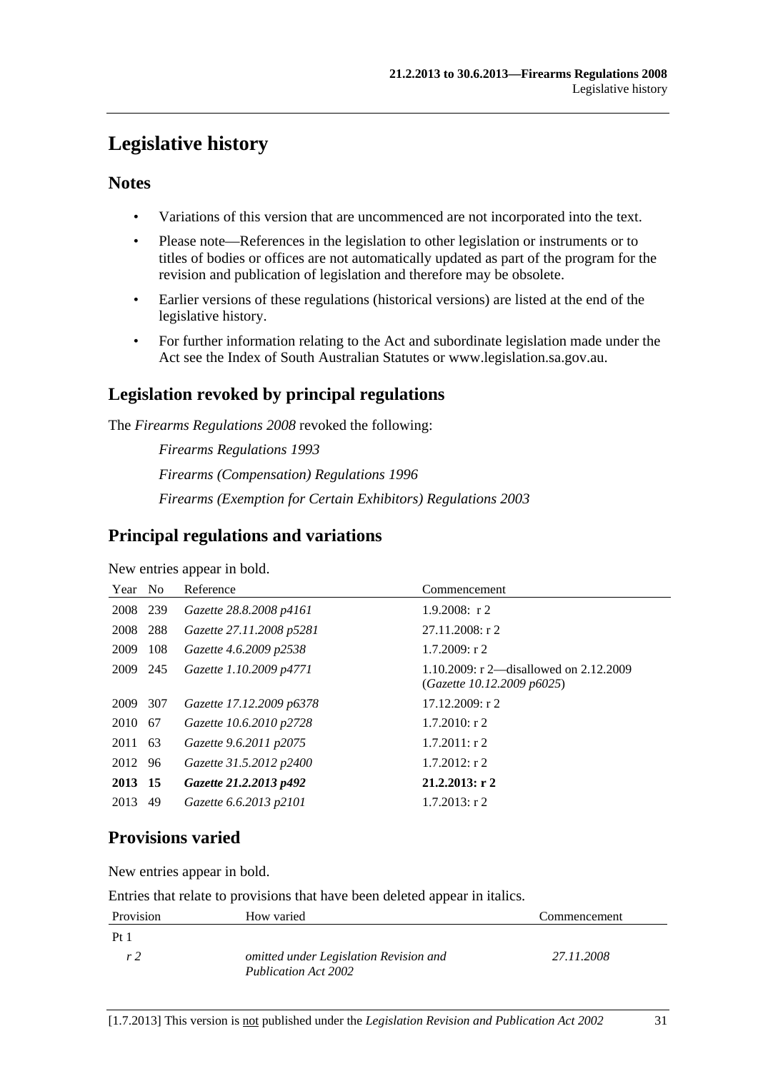# Legislative history

## Notes

- Variations of this version that are uncommenced are not incorporated into the text.
- Please note—References in the legislation to other legislation or instruments or to titles of bodies or offices are not automatically updated as part of the program for the revision and publication of legislation and therefore may be obsolete.
- Earlier versions of these regulations (historical versions) are listed at the end of the legislative history.
- For further information relating to the Act and subordinate legislation made under the Act see the Index of South Australian Statutes or www.legislation.sa.gov.au.

## Legislation revoked by principal regulations

The *Firearms Regulations 2008* revoked the following:

*Firearms Regulations 1993*

*Firearms (Compensation) Regulations 1996*

*Firearms (Exemption for Certain Exhibitors) Regulations 2003*

## Principal regulations and variations

New entries appear in bold.

| Year | No | Reference | Commencement |
|---|---|---|---|
| 2008 | 239 | *Gazette 28.8.2008 p4161* | 1.9.2008: r 2 |
| 2008 | 288 | *Gazette 27.11.2008 p5281* | 27.11.2008: r 2 |
| 2009 | 108 | *Gazette 4.6.2009 p2538* | 1.7.2009: r 2 |
| 2009 | 245 | *Gazette 1.10.2009 p4771* | 1.10.2009: r 2—disallowed on 2.12.2009 (*Gazette 10.12.2009 p6025*) |
| 2009 | 307 | *Gazette 17.12.2009 p6378* | 17.12.2009: r 2 |
| 2010 | 67 | *Gazette 10.6.2010 p2728* | 1.7.2010: r 2 |
| 2011 | 63 | *Gazette 9.6.2011 p2075* | 1.7.2011: r 2 |
| 2012 | 96 | *Gazette 31.5.2012 p2400* | 1.7.2012: r 2 |
| **2013** | **15** | ***Gazette 21.2.2013 p492*** | **21.2.2013: r 2** |
| 2013 | 49 | *Gazette 6.6.2013 p2101* | 1.7.2013: r 2 |

## Provisions varied

New entries appear in bold.

Entries that relate to provisions that have been deleted appear in italics.

| Provision | How varied | Commencement |
|---|---|---|
| Pt 1 | | |
| *r 2* | *omitted under Legislation Revision and Publication Act 2002* | *27.11.2008* |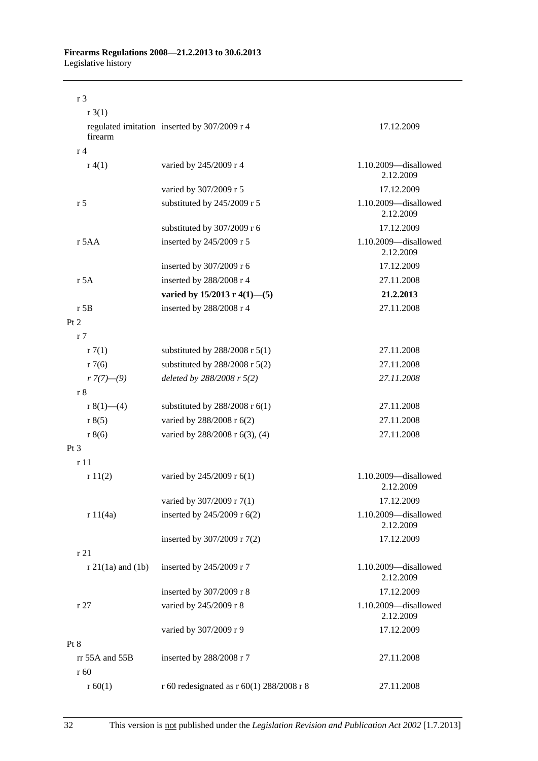| | | |
|---|---|---|
| r 3 | | |
| r 3(1) | | |
| regulated imitation firearm | inserted by 307/2009 r 4 | 17.12.2009 |
| r 4 | | |
| r 4(1) | varied by 245/2009 r 4 | 1.10.2009—disallowed 2.12.2009 |
| | varied by 307/2009 r 5 | 17.12.2009 |
| r 5 | substituted by 245/2009 r 5 | 1.10.2009—disallowed 2.12.2009 |
| | substituted by 307/2009 r 6 | 17.12.2009 |
| r 5AA | inserted by 245/2009 r 5 | 1.10.2009—disallowed 2.12.2009 |
| | inserted by 307/2009 r 6 | 17.12.2009 |
| r 5A | inserted by 288/2008 r 4 | 27.11.2008 |
| | **varied by 15/2013 r 4(1)—(5)** | **21.2.2013** |
| r 5B | inserted by 288/2008 r 4 | 27.11.2008 |
| Pt 2 | | |
| r 7 | | |
| r 7(1) | substituted by 288/2008 r 5(1) | 27.11.2008 |
| r 7(6) | substituted by 288/2008 r 5(2) | 27.11.2008 |
| *r 7(7)—(9)* | *deleted by 288/2008 r 5(2)* | *27.11.2008* |
| r 8 | | |
| r 8(1)—(4) | substituted by 288/2008 r 6(1) | 27.11.2008 |
| r 8(5) | varied by 288/2008 r 6(2) | 27.11.2008 |
| r 8(6) | varied by 288/2008 r 6(3), (4) | 27.11.2008 |
| Pt 3 | | |
| r 11 | | |
| r 11(2) | varied by 245/2009 r 6(1) | 1.10.2009—disallowed 2.12.2009 |
| | varied by 307/2009 r 7(1) | 17.12.2009 |
| r 11(4a) | inserted by 245/2009 r 6(2) | 1.10.2009—disallowed 2.12.2009 |
| | inserted by 307/2009 r 7(2) | 17.12.2009 |
| r 21 | | |
| r 21(1a) and (1b) | inserted by 245/2009 r 7 | 1.10.2009—disallowed 2.12.2009 |
| | inserted by 307/2009 r 8 | 17.12.2009 |
| r 27 | varied by 245/2009 r 8 | 1.10.2009—disallowed 2.12.2009 |
| | varied by 307/2009 r 9 | 17.12.2009 |
| Pt 8 | | |
| rr 55A and 55B | inserted by 288/2008 r 7 | 27.11.2008 |
| r 60 | | |
| r 60(1) | r 60 redesignated as r 60(1) 288/2008 r 8 | 27.11.2008 |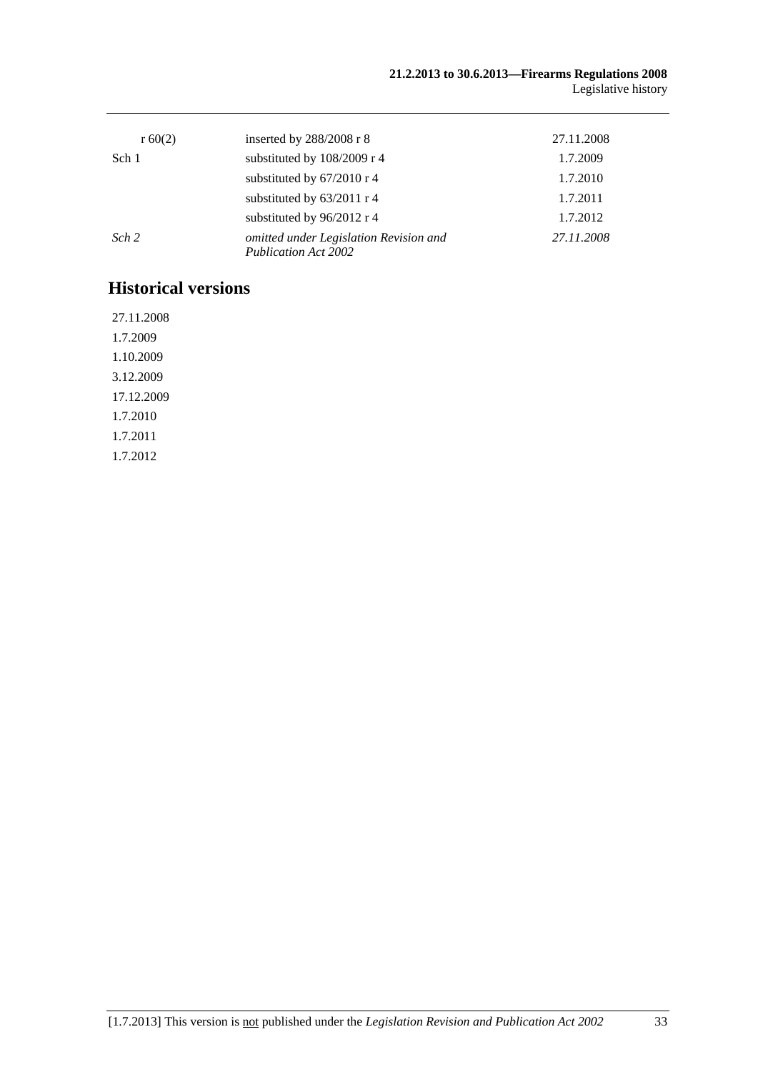| | | |
|---|---|---|
| r 60(2) | inserted by 288/2008 r 8 | 27.11.2008 |
| Sch 1 | substituted by 108/2009 r 4 | 1.7.2009 |
| | substituted by 67/2010 r 4 | 1.7.2010 |
| | substituted by 63/2011 r 4 | 1.7.2011 |
| | substituted by 96/2012 r 4 | 1.7.2012 |
| *Sch 2* | *omitted under Legislation Revision and Publication Act 2002* | *27.11.2008* |

## Historical versions

27.11.2008

1.7.2009

1.10.2009

3.12.2009

17.12.2009

1.7.2010

1.7.2011

1.7.2012